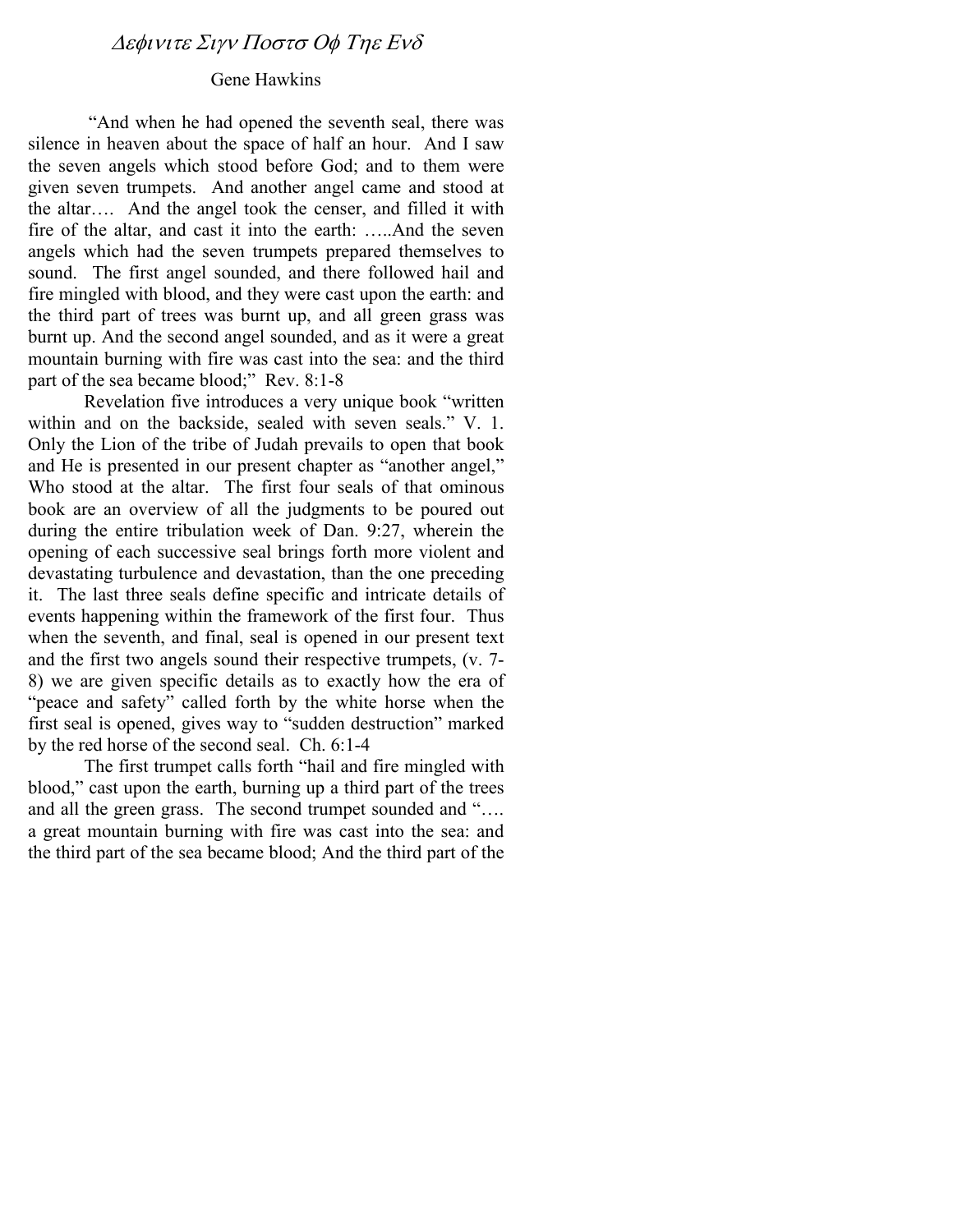# *Δεφινιτε Σιγν Ποστσ Οφ Τηε Ενδ*

Gene Hawkins

"And when he had opened the seventh seal, there was silence in heaven about the space of half an hour. And I saw the seven angels which stood before God; and to them were given seven trumpets. And another angel came and stood at the altar…. And the angel took the censer, and filled it with fire of the altar, and cast it into the earth: …..And the seven angels which had the seven trumpets prepared themselves to sound. The first angel sounded, and there followed hail and fire mingled with blood, and they were cast upon the earth: and the third part of trees was burnt up, and all green grass was burnt up. And the second angel sounded, and as it were a great mountain burning with fire was cast into the sea: and the third part of the sea became blood;" Rev. 8:1-8

Revelation five introduces a very unique book "written within and on the backside, sealed with seven seals." V. 1. Only the Lion of the tribe of Judah prevails to open that book and He is presented in our present chapter as "another angel," Who stood at the altar. The first four seals of that ominous book are an overview of all the judgments to be poured out during the entire tribulation week of Dan. 9:27, wherein the opening of each successive seal brings forth more violent and devastating turbulence and devastation, than the one preceding it. The last three seals define specific and intricate details of events happening within the framework of the first four. Thus when the seventh, and final, seal is opened in our present text and the first two angels sound their respective trumpets, (v. 7-8) we are given specific details as to exactly how the era of "peace and safety" called forth by the white horse when the first seal is opened, gives way to "sudden destruction" marked by the red horse of the second seal. Ch. 6:1-4

The first trumpet calls forth "hail and fire mingled with blood," cast upon the earth, burning up a third part of the trees and all the green grass. The second trumpet sounded and "…. a great mountain burning with fire was cast into the sea: and the third part of the sea became blood; And the third part of the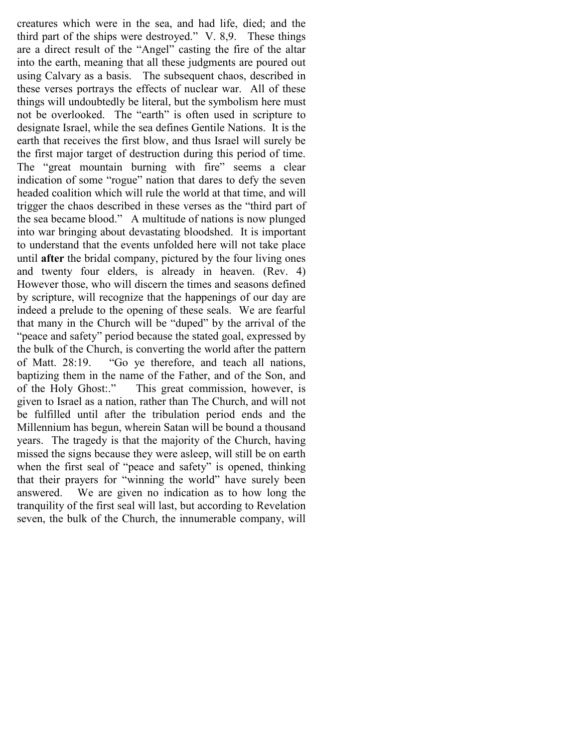creatures which were in the sea, and had life, died; and the third part of the ships were destroyed." V. 8,9. These things are a direct result of the "Angel" casting the fire of the altar into the earth, meaning that all these judgments are poured out using Calvary as a basis. The subsequent chaos, described in these verses portrays the effects of nuclear war. All of these things will undoubtedly be literal, but the symbolism here must not be overlooked. The "earth" is often used in scripture to designate Israel, while the sea defines Gentile Nations. It is the earth that receives the first blow, and thus Israel will surely be the first major target of destruction during this period of time. The "great mountain burning with fire" seems a clear indication of some "rogue" nation that dares to defy the seven headed coalition which will rule the world at that time, and will trigger the chaos described in these verses as the "third part of the sea became blood." A multitude of nations is now plunged into war bringing about devastating bloodshed. It is important to understand that the events unfolded here will not take place until **after** the bridal company, pictured by the four living ones and twenty four elders, is already in heaven. (Rev. 4) However those, who will discern the times and seasons defined by scripture, will recognize that the happenings of our day are indeed a prelude to the opening of these seals. We are fearful that many in the Church will be "duped" by the arrival of the "peace and safety" period because the stated goal, expressed by the bulk of the Church, is converting the world after the pattern of Matt. 28:19. "Go ye therefore, and teach all nations, baptizing them in the name of the Father, and of the Son, and of the Holy Ghost:." This great commission, however, is given to Israel as a nation, rather than The Church, and will not be fulfilled until after the tribulation period ends and the Millennium has begun, wherein Satan will be bound a thousand years. The tragedy is that the majority of the Church, having missed the signs because they were asleep, will still be on earth when the first seal of "peace and safety" is opened, thinking that their prayers for "winning the world" have surely been answered. We are given no indication as to how long the tranquility of the first seal will last, but according to Revelation seven, the bulk of the Church, the innumerable company, will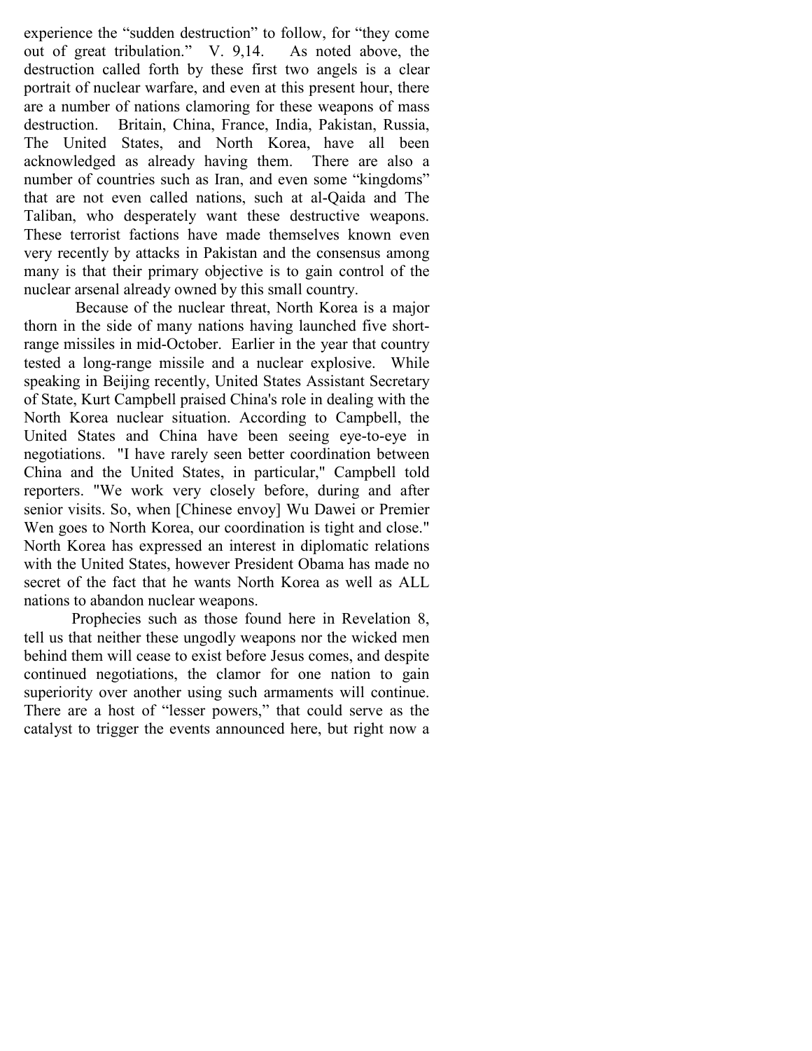experience the "sudden destruction" to follow, for "they come out of great tribulation." V. 9,14. As noted above, the destruction called forth by these first two angels is a clear portrait of nuclear warfare, and even at this present hour, there are a number of nations clamoring for these weapons of mass destruction. Britain, China, France, India, Pakistan, Russia, The United States, and North Korea, have all been acknowledged as already having them. There are also a number of countries such as Iran, and even some "kingdoms" that are not even called nations, such at al-Qaida and The Taliban, who desperately want these destructive weapons. These terrorist factions have made themselves known even very recently by attacks in Pakistan and the consensus among many is that their primary objective is to gain control of the nuclear arsenal already owned by this small country.

Because of the nuclear threat, North Korea is a major thorn in the side of many nations having launched five short-range missiles in mid-October. Earlier in the year that country tested a long-range missile and a nuclear explosive. While speaking in Beijing recently, United States Assistant Secretary of State, Kurt Campbell praised China's role in dealing with the North Korea nuclear situation. According to Campbell, the United States and China have been seeing eye-to-eye in negotiations. "I have rarely seen better coordination between China and the United States, in particular," Campbell told reporters. "We work very closely before, during and after senior visits. So, when [Chinese envoy] Wu Dawei or Premier Wen goes to North Korea, our coordination is tight and close." North Korea has expressed an interest in diplomatic relations with the United States, however President Obama has made no secret of the fact that he wants North Korea as well as ALL nations to abandon nuclear weapons.

Prophecies such as those found here in Revelation 8, tell us that neither these ungodly weapons nor the wicked men behind them will cease to exist before Jesus comes, and despite continued negotiations, the clamor for one nation to gain superiority over another using such armaments will continue. There are a host of "lesser powers," that could serve as the catalyst to trigger the events announced here, but right now a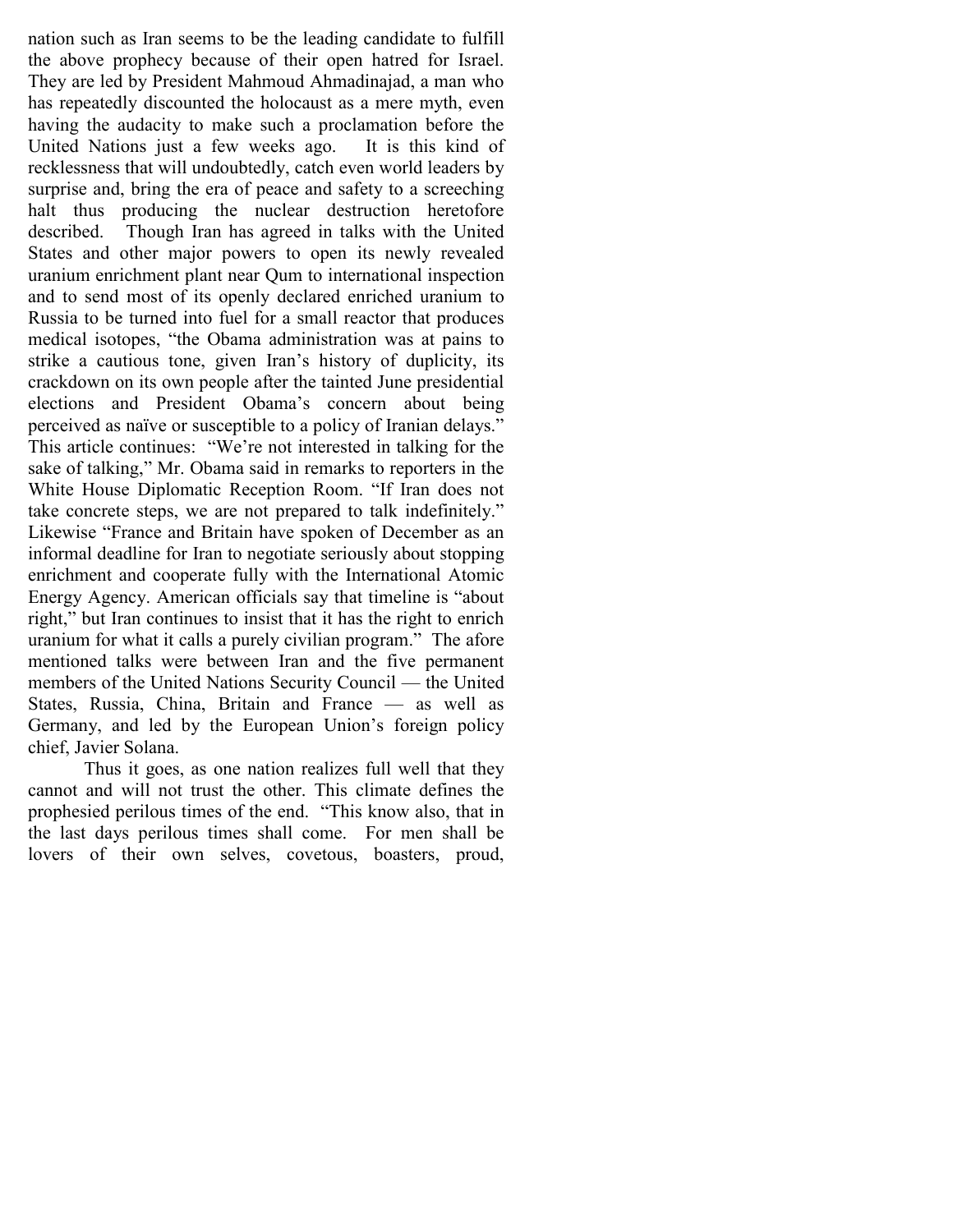nation such as Iran seems to be the leading candidate to fulfill the above prophecy because of their open hatred for Israel. They are led by President Mahmoud Ahmadinajad, a man who has repeatedly discounted the holocaust as a mere myth, even having the audacity to make such a proclamation before the United Nations just a few weeks ago. It is this kind of recklessness that will undoubtedly, catch even world leaders by surprise and, bring the era of peace and safety to a screeching halt thus producing the nuclear destruction heretofore described. Though Iran has agreed in talks with the United States and other major powers to open its newly revealed uranium enrichment plant near Qum to international inspection and to send most of its openly declared enriched uranium to Russia to be turned into fuel for a small reactor that produces medical isotopes, "the Obama administration was at pains to strike a cautious tone, given Iran's history of duplicity, its crackdown on its own people after the tainted June presidential elections and President Obama's concern about being perceived as naïve or susceptible to a policy of Iranian delays." This article continues: "We're not interested in talking for the sake of talking," Mr. Obama said in remarks to reporters in the White House Diplomatic Reception Room. "If Iran does not take concrete steps, we are not prepared to talk indefinitely." Likewise "France and Britain have spoken of December as an informal deadline for Iran to negotiate seriously about stopping enrichment and cooperate fully with the International Atomic Energy Agency. American officials say that timeline is "about right," but Iran continues to insist that it has the right to enrich uranium for what it calls a purely civilian program." The afore mentioned talks were between Iran and the five permanent members of the United Nations Security Council — the United States, Russia, China, Britain and France — as well as Germany, and led by the European Union's foreign policy chief, Javier Solana.

Thus it goes, as one nation realizes full well that they cannot and will not trust the other. This climate defines the prophesied perilous times of the end. "This know also, that in the last days perilous times shall come. For men shall be lovers of their own selves, covetous, boasters, proud,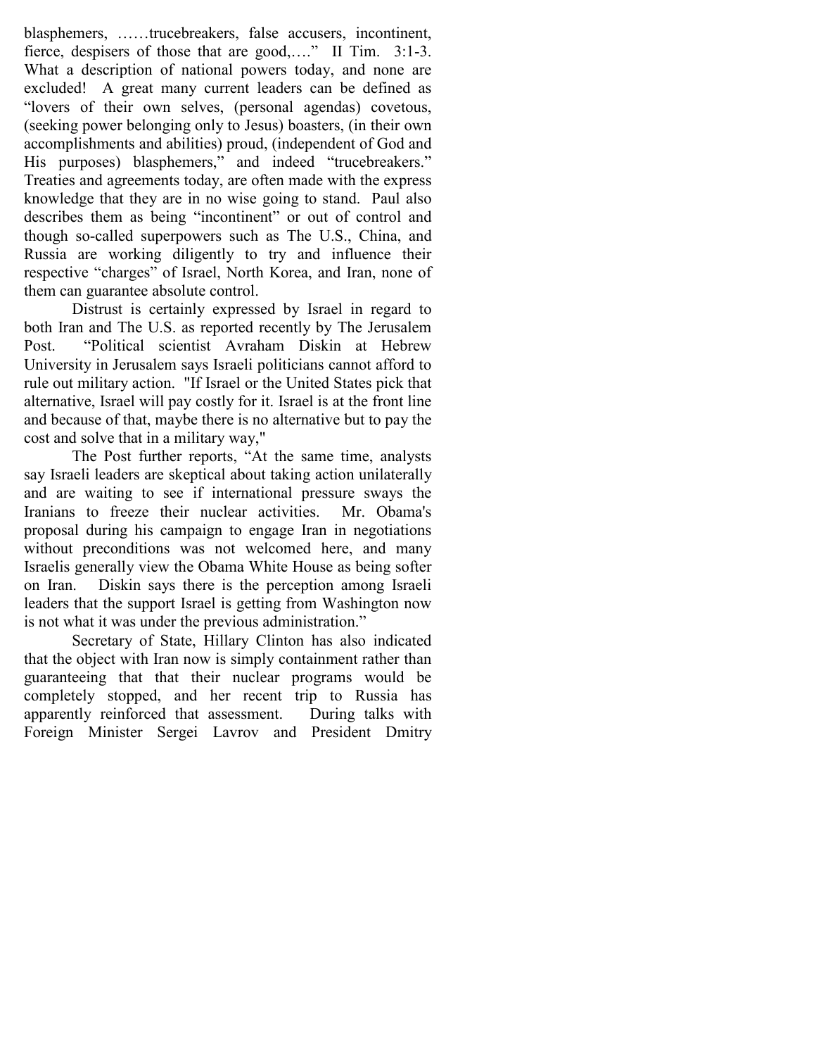blasphemers, ……trucebreakers, false accusers, incontinent, fierce, despisers of those that are good,…." II Tim. 3:1-3. What a description of national powers today, and none are excluded! A great many current leaders can be defined as "lovers of their own selves, (personal agendas) covetous, (seeking power belonging only to Jesus) boasters, (in their own accomplishments and abilities) proud, (independent of God and His purposes) blasphemers," and indeed "trucebreakers." Treaties and agreements today, are often made with the express knowledge that they are in no wise going to stand. Paul also describes them as being "incontinent" or out of control and though so-called superpowers such as The U.S., China, and Russia are working diligently to try and influence their respective "charges" of Israel, North Korea, and Iran, none of them can guarantee absolute control.

Distrust is certainly expressed by Israel in regard to both Iran and The U.S. as reported recently by The Jerusalem Post. "Political scientist Avraham Diskin at Hebrew University in Jerusalem says Israeli politicians cannot afford to rule out military action. "If Israel or the United States pick that alternative, Israel will pay costly for it. Israel is at the front line and because of that, maybe there is no alternative but to pay the cost and solve that in a military way,"

The Post further reports, "At the same time, analysts say Israeli leaders are skeptical about taking action unilaterally and are waiting to see if international pressure sways the Iranians to freeze their nuclear activities. Mr. Obama's proposal during his campaign to engage Iran in negotiations without preconditions was not welcomed here, and many Israelis generally view the Obama White House as being softer on Iran. Diskin says there is the perception among Israeli leaders that the support Israel is getting from Washington now is not what it was under the previous administration."

Secretary of State, Hillary Clinton has also indicated that the object with Iran now is simply containment rather than guaranteeing that that their nuclear programs would be completely stopped, and her recent trip to Russia has apparently reinforced that assessment. During talks with Foreign Minister Sergei Lavrov and President Dmitry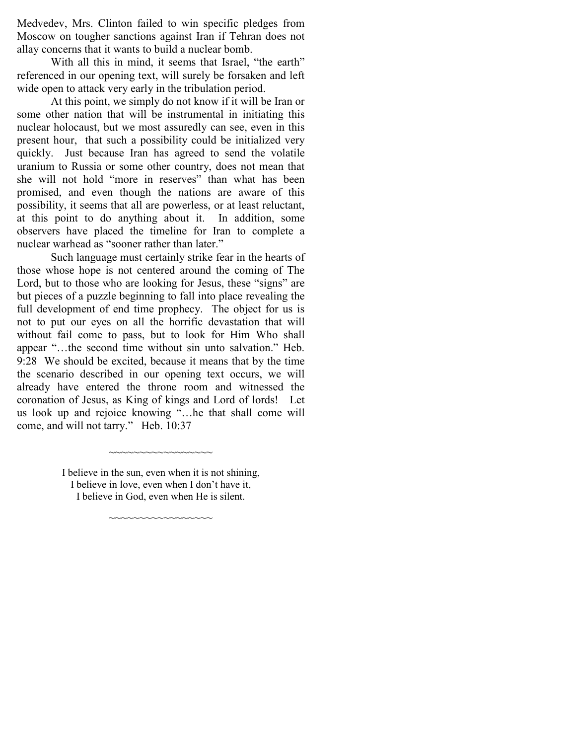Medvedev, Mrs. Clinton failed to win specific pledges from Moscow on tougher sanctions against Iran if Tehran does not allay concerns that it wants to build a nuclear bomb.

With all this in mind, it seems that Israel, "the earth" referenced in our opening text, will surely be forsaken and left wide open to attack very early in the tribulation period.

At this point, we simply do not know if it will be Iran or some other nation that will be instrumental in initiating this nuclear holocaust, but we most assuredly can see, even in this present hour, that such a possibility could be initialized very quickly. Just because Iran has agreed to send the volatile uranium to Russia or some other country, does not mean that she will not hold "more in reserves" than what has been promised, and even though the nations are aware of this possibility, it seems that all are powerless, or at least reluctant, at this point to do anything about it. In addition, some observers have placed the timeline for Iran to complete a nuclear warhead as "sooner rather than later."

Such language must certainly strike fear in the hearts of those whose hope is not centered around the coming of The Lord, but to those who are looking for Jesus, these "signs" are but pieces of a puzzle beginning to fall into place revealing the full development of end time prophecy. The object for us is not to put our eyes on all the horrific devastation that will without fail come to pass, but to look for Him Who shall appear "…the second time without sin unto salvation." Heb. 9:28 We should be excited, because it means that by the time the scenario described in our opening text occurs, we will already have entered the throne room and witnessed the coronation of Jesus, as King of kings and Lord of lords! Let us look up and rejoice knowing "…he that shall come will come, and will not tarry." Heb. 10:37

~~~~~~~~~~~~~~~~~

I believe in the sun, even when it is not shining,
I believe in love, even when I don't have it,
I believe in God, even when He is silent.

~~~~~~~~~~~~~~~~~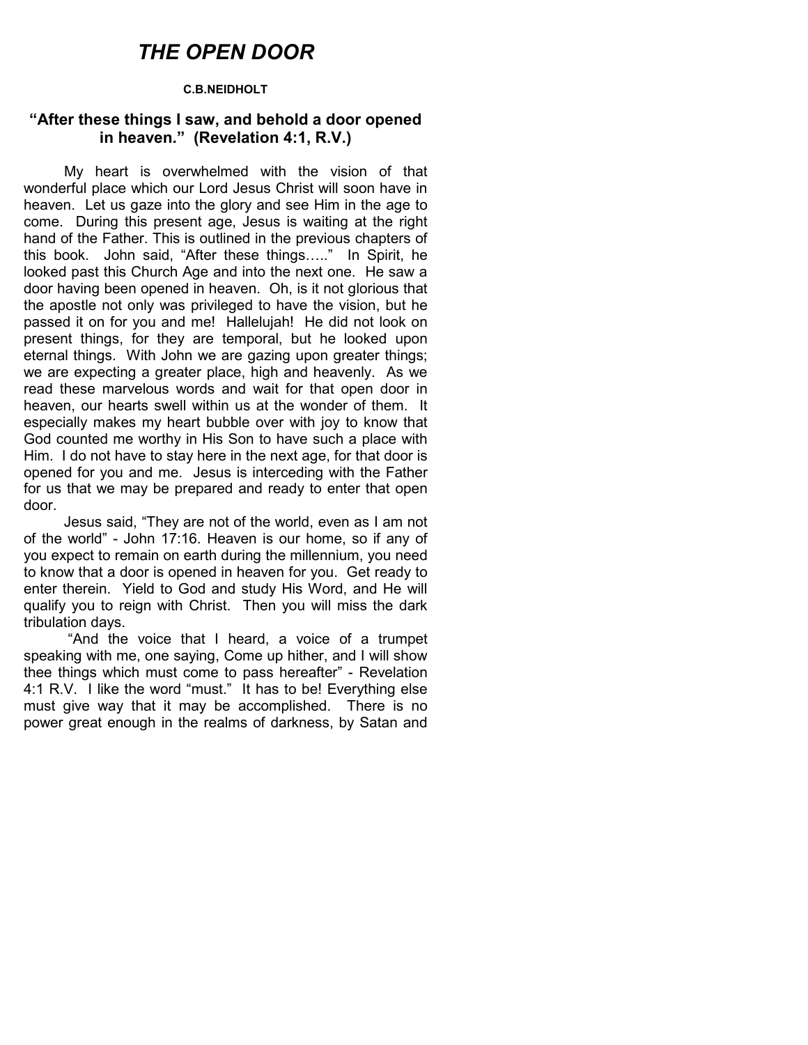# *THE OPEN DOOR*

**C.B.NEIDHOLT**

### "After these things I saw, and behold a door opened in heaven." (Revelation 4:1, R.V.)

My heart is overwhelmed with the vision of that wonderful place which our Lord Jesus Christ will soon have in heaven. Let us gaze into the glory and see Him in the age to come. During this present age, Jesus is waiting at the right hand of the Father. This is outlined in the previous chapters of this book. John said, "After these things….." In Spirit, he looked past this Church Age and into the next one. He saw a door having been opened in heaven. Oh, is it not glorious that the apostle not only was privileged to have the vision, but he passed it on for you and me! Hallelujah! He did not look on present things, for they are temporal, but he looked upon eternal things. With John we are gazing upon greater things; we are expecting a greater place, high and heavenly. As we read these marvelous words and wait for that open door in heaven, our hearts swell within us at the wonder of them. It especially makes my heart bubble over with joy to know that God counted me worthy in His Son to have such a place with Him. I do not have to stay here in the next age, for that door is opened for you and me. Jesus is interceding with the Father for us that we may be prepared and ready to enter that open door.

Jesus said, "They are not of the world, even as I am not of the world" - John 17:16. Heaven is our home, so if any of you expect to remain on earth during the millennium, you need to know that a door is opened in heaven for you. Get ready to enter therein. Yield to God and study His Word, and He will qualify you to reign with Christ. Then you will miss the dark tribulation days.

"And the voice that I heard, a voice of a trumpet speaking with me, one saying, Come up hither, and I will show thee things which must come to pass hereafter" - Revelation 4:1 R.V. I like the word "must." It has to be! Everything else must give way that it may be accomplished. There is no power great enough in the realms of darkness, by Satan and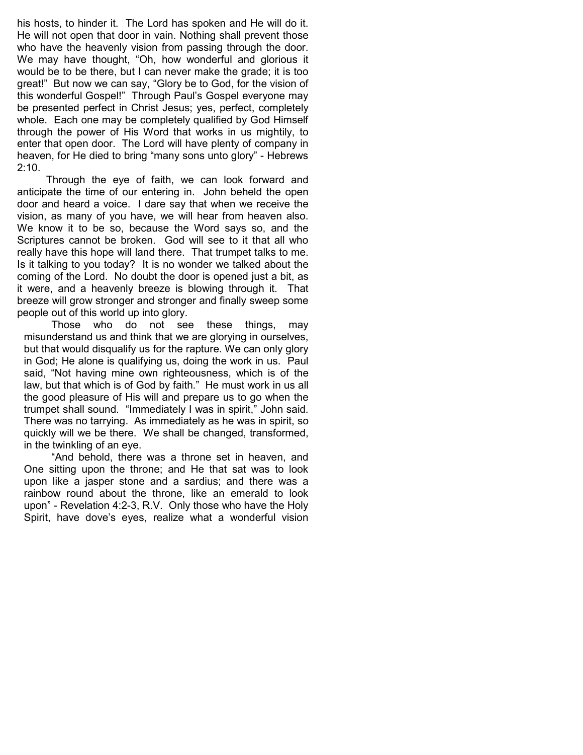his hosts, to hinder it. The Lord has spoken and He will do it. He will not open that door in vain. Nothing shall prevent those who have the heavenly vision from passing through the door. We may have thought, "Oh, how wonderful and glorious it would be to be there, but I can never make the grade; it is too great!" But now we can say, "Glory be to God, for the vision of this wonderful Gospel!" Through Paul's Gospel everyone may be presented perfect in Christ Jesus; yes, perfect, completely whole. Each one may be completely qualified by God Himself through the power of His Word that works in us mightily, to enter that open door. The Lord will have plenty of company in heaven, for He died to bring "many sons unto glory" - Hebrews 2:10.

Through the eye of faith, we can look forward and anticipate the time of our entering in. John beheld the open door and heard a voice. I dare say that when we receive the vision, as many of you have, we will hear from heaven also. We know it to be so, because the Word says so, and the Scriptures cannot be broken. God will see to it that all who really have this hope will land there. That trumpet talks to me. Is it talking to you today? It is no wonder we talked about the coming of the Lord. No doubt the door is opened just a bit, as it were, and a heavenly breeze is blowing through it. That breeze will grow stronger and stronger and finally sweep some people out of this world up into glory.

Those who do not see these things, may misunderstand us and think that we are glorying in ourselves, but that would disqualify us for the rapture. We can only glory in God; He alone is qualifying us, doing the work in us. Paul said, "Not having mine own righteousness, which is of the law, but that which is of God by faith." He must work in us all the good pleasure of His will and prepare us to go when the trumpet shall sound. "Immediately I was in spirit," John said. There was no tarrying. As immediately as he was in spirit, so quickly will we be there. We shall be changed, transformed, in the twinkling of an eye.

"And behold, there was a throne set in heaven, and One sitting upon the throne; and He that sat was to look upon like a jasper stone and a sardius; and there was a rainbow round about the throne, like an emerald to look upon" - Revelation 4:2-3, R.V. Only those who have the Holy Spirit, have dove's eyes, realize what a wonderful vision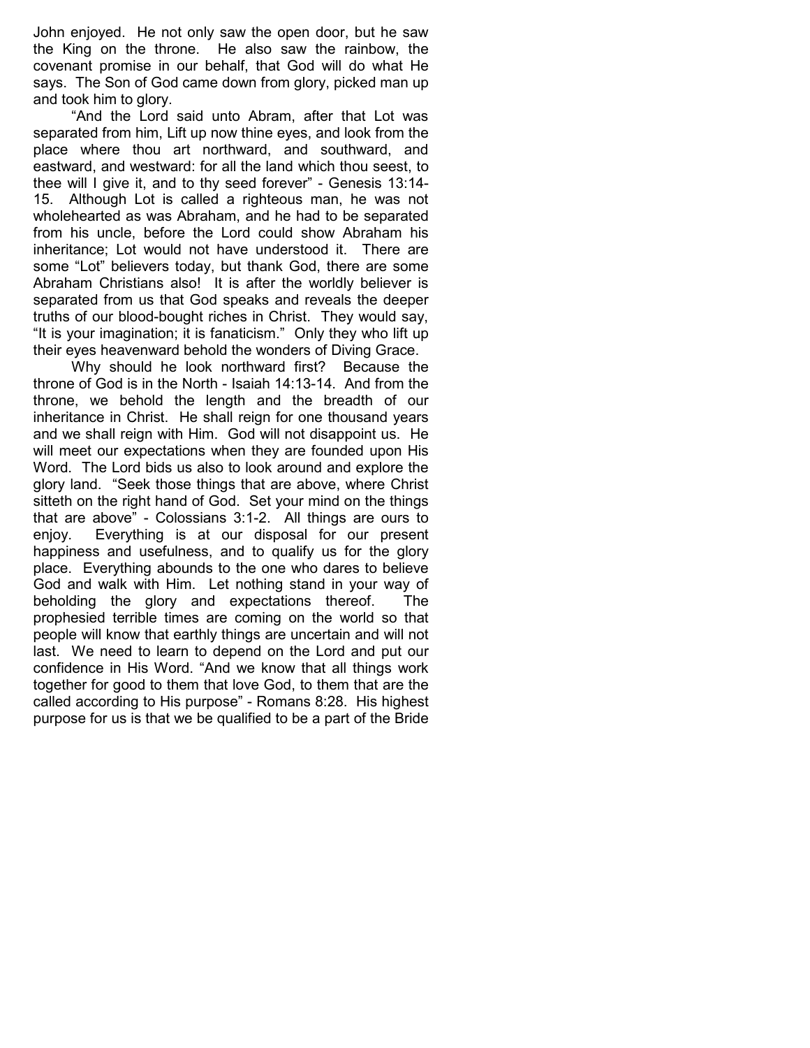John enjoyed. He not only saw the open door, but he saw the King on the throne. He also saw the rainbow, the covenant promise in our behalf, that God will do what He says. The Son of God came down from glory, picked man up and took him to glory.

"And the Lord said unto Abram, after that Lot was separated from him, Lift up now thine eyes, and look from the place where thou art northward, and southward, and eastward, and westward: for all the land which thou seest, to thee will I give it, and to thy seed forever" - Genesis 13:14-15. Although Lot is called a righteous man, he was not wholehearted as was Abraham, and he had to be separated from his uncle, before the Lord could show Abraham his inheritance; Lot would not have understood it. There are some "Lot" believers today, but thank God, there are some Abraham Christians also! It is after the worldly believer is separated from us that God speaks and reveals the deeper truths of our blood-bought riches in Christ. They would say, "It is your imagination; it is fanaticism." Only they who lift up their eyes heavenward behold the wonders of Diving Grace.

Why should he look northward first? Because the throne of God is in the North - Isaiah 14:13-14. And from the throne, we behold the length and the breadth of our inheritance in Christ. He shall reign for one thousand years and we shall reign with Him. God will not disappoint us. He will meet our expectations when they are founded upon His Word. The Lord bids us also to look around and explore the glory land. "Seek those things that are above, where Christ sitteth on the right hand of God. Set your mind on the things that are above" - Colossians 3:1-2. All things are ours to enjoy. Everything is at our disposal for our present happiness and usefulness, and to qualify us for the glory place. Everything abounds to the one who dares to believe God and walk with Him. Let nothing stand in your way of beholding the glory and expectations thereof. The prophesied terrible times are coming on the world so that people will know that earthly things are uncertain and will not last. We need to learn to depend on the Lord and put our confidence in His Word. "And we know that all things work together for good to them that love God, to them that are the called according to His purpose" - Romans 8:28. His highest purpose for us is that we be qualified to be a part of the Bride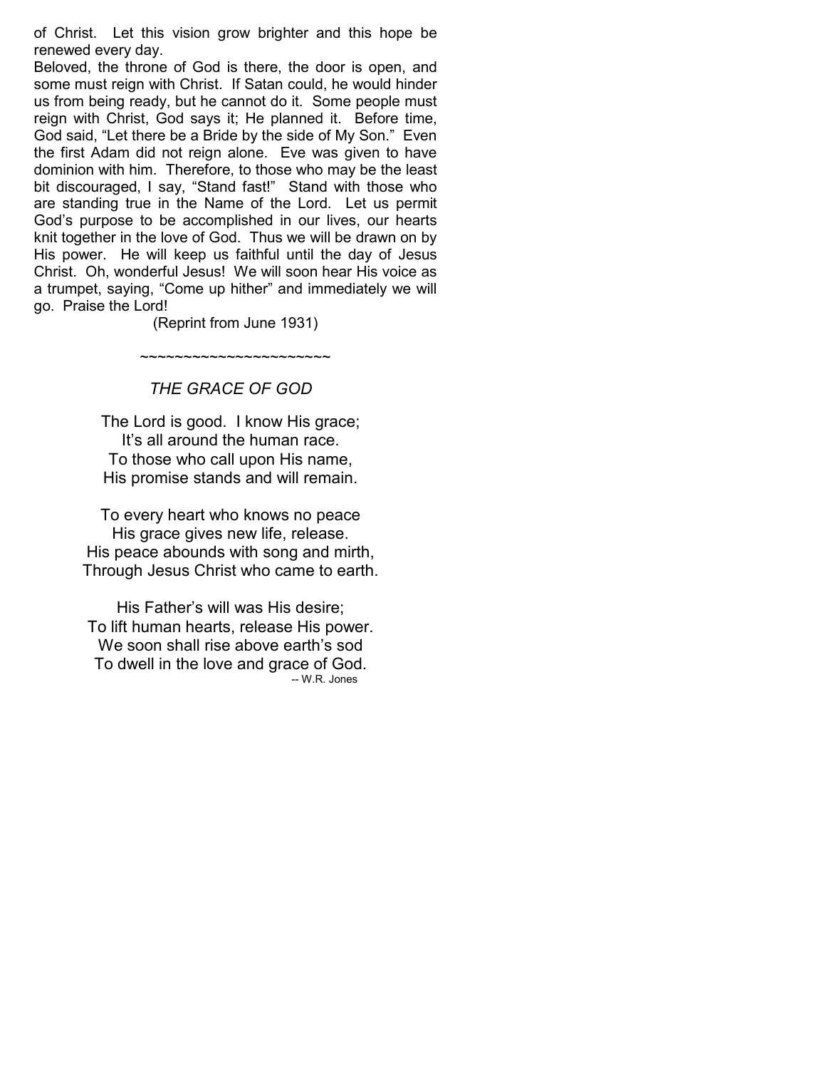of Christ. Let this vision grow brighter and this hope be renewed every day.

Beloved, the throne of God is there, the door is open, and some must reign with Christ. If Satan could, he would hinder us from being ready, but he cannot do it. Some people must reign with Christ, God says it; He planned it. Before time, God said, "Let there be a Bride by the side of My Son." Even the first Adam did not reign alone. Eve was given to have dominion with him. Therefore, to those who may be the least bit discouraged, I say, "Stand fast!" Stand with those who are standing true in the Name of the Lord. Let us permit God's purpose to be accomplished in our lives, our hearts knit together in the love of God. Thus we will be drawn on by His power. He will keep us faithful until the day of Jesus Christ. Oh, wonderful Jesus! We will soon hear His voice as a trumpet, saying, "Come up hither" and immediately we will go. Praise the Lord!

(Reprint from June 1931)

~~~~~~~~~~~~~~~~~~~~~~

*THE GRACE OF GOD*

The Lord is good. I know His grace;
It's all around the human race.
To those who call upon His name,
His promise stands and will remain.

To every heart who knows no peace
His grace gives new life, release.
His peace abounds with song and mirth,
Through Jesus Christ who came to earth.

His Father's will was His desire;
To lift human hearts, release His power.
We soon shall rise above earth's sod
To dwell in the love and grace of God.

-- W.R. Jones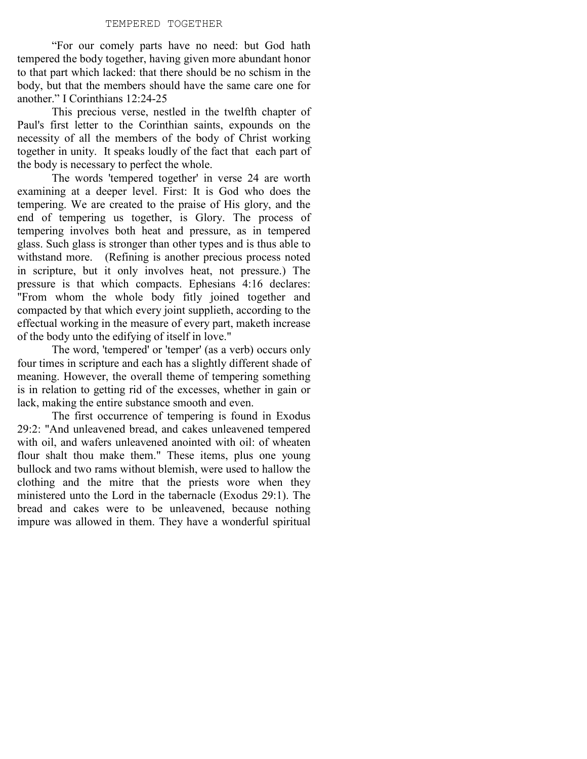# TEMPERED TOGETHER

"For our comely parts have no need: but God hath tempered the body together, having given more abundant honor to that part which lacked: that there should be no schism in the body, but that the members should have the same care one for another." I Corinthians 12:24-25

This precious verse, nestled in the twelfth chapter of Paul's first letter to the Corinthian saints, expounds on the necessity of all the members of the body of Christ working together in unity. It speaks loudly of the fact that each part of the body is necessary to perfect the whole.

The words 'tempered together' in verse 24 are worth examining at a deeper level. First: It is God who does the tempering. We are created to the praise of His glory, and the end of tempering us together, is Glory. The process of tempering involves both heat and pressure, as in tempered glass. Such glass is stronger than other types and is thus able to withstand more. (Refining is another precious process noted in scripture, but it only involves heat, not pressure.) The pressure is that which compacts. Ephesians 4:16 declares: "From whom the whole body fitly joined together and compacted by that which every joint supplieth, according to the effectual working in the measure of every part, maketh increase of the body unto the edifying of itself in love."

The word, 'tempered' or 'temper' (as a verb) occurs only four times in scripture and each has a slightly different shade of meaning. However, the overall theme of tempering something is in relation to getting rid of the excesses, whether in gain or lack, making the entire substance smooth and even.

The first occurrence of tempering is found in Exodus 29:2: "And unleavened bread, and cakes unleavened tempered with oil, and wafers unleavened anointed with oil: of wheaten flour shalt thou make them." These items, plus one young bullock and two rams without blemish, were used to hallow the clothing and the mitre that the priests wore when they ministered unto the Lord in the tabernacle (Exodus 29:1). The bread and cakes were to be unleavened, because nothing impure was allowed in them. They have a wonderful spiritual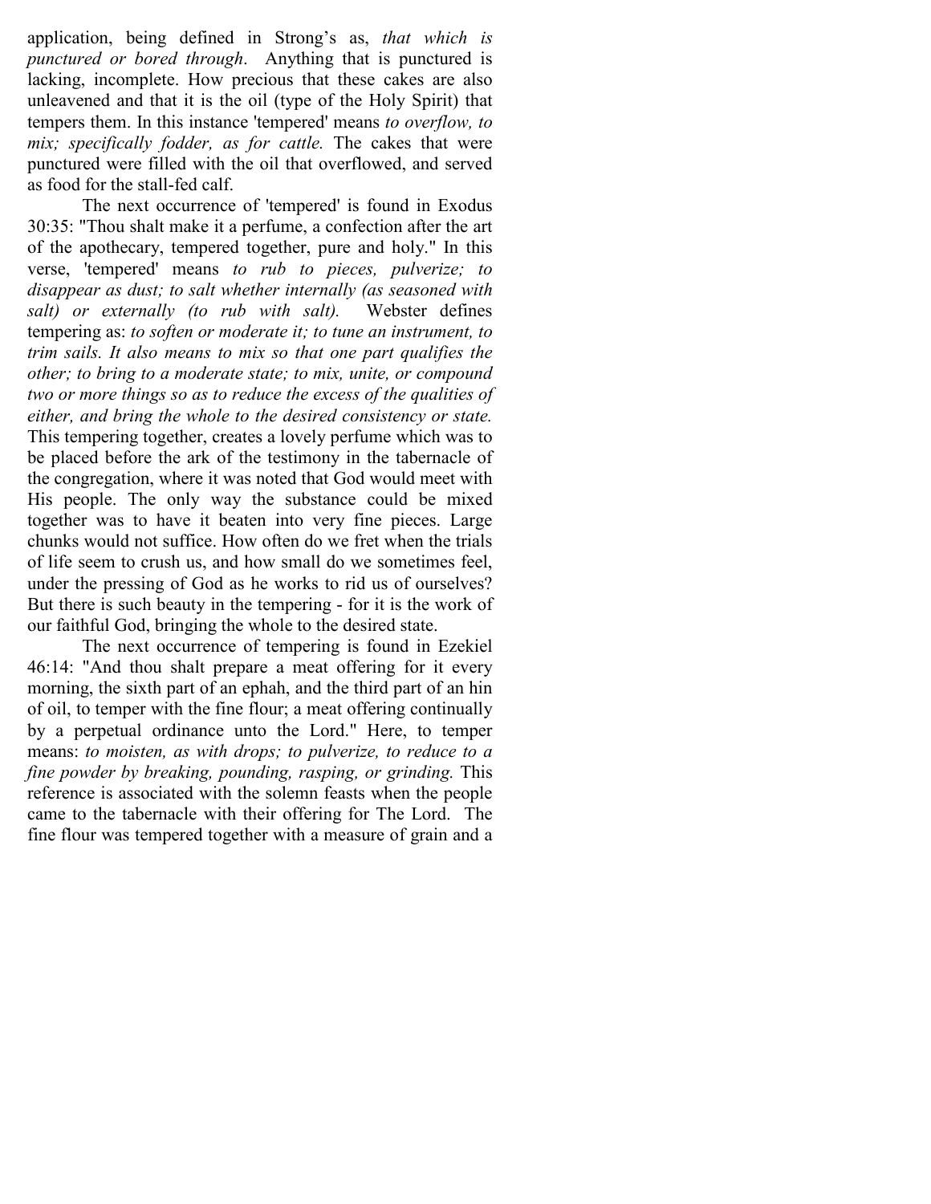application, being defined in Strong's as, *that which is punctured or bored through*. Anything that is punctured is lacking, incomplete. How precious that these cakes are also unleavened and that it is the oil (type of the Holy Spirit) that tempers them. In this instance 'tempered' means *to overflow, to mix; specifically fodder, as for cattle.* The cakes that were punctured were filled with the oil that overflowed, and served as food for the stall-fed calf.

The next occurrence of 'tempered' is found in Exodus 30:35: "Thou shalt make it a perfume, a confection after the art of the apothecary, tempered together, pure and holy." In this verse, 'tempered' means *to rub to pieces, pulverize; to disappear as dust; to salt whether internally (as seasoned with salt) or externally (to rub with salt).* Webster defines tempering as: *to soften or moderate it; to tune an instrument, to trim sails. It also means to mix so that one part qualifies the other; to bring to a moderate state; to mix, unite, or compound two or more things so as to reduce the excess of the qualities of either, and bring the whole to the desired consistency or state.* This tempering together, creates a lovely perfume which was to be placed before the ark of the testimony in the tabernacle of the congregation, where it was noted that God would meet with His people. The only way the substance could be mixed together was to have it beaten into very fine pieces. Large chunks would not suffice. How often do we fret when the trials of life seem to crush us, and how small do we sometimes feel, under the pressing of God as he works to rid us of ourselves? But there is such beauty in the tempering - for it is the work of our faithful God, bringing the whole to the desired state.

The next occurrence of tempering is found in Ezekiel 46:14: "And thou shalt prepare a meat offering for it every morning, the sixth part of an ephah, and the third part of an hin of oil, to temper with the fine flour; a meat offering continually by a perpetual ordinance unto the Lord." Here, to temper means: *to moisten, as with drops; to pulverize, to reduce to a fine powder by breaking, pounding, rasping, or grinding.* This reference is associated with the solemn feasts when the people came to the tabernacle with their offering for The Lord. The fine flour was tempered together with a measure of grain and a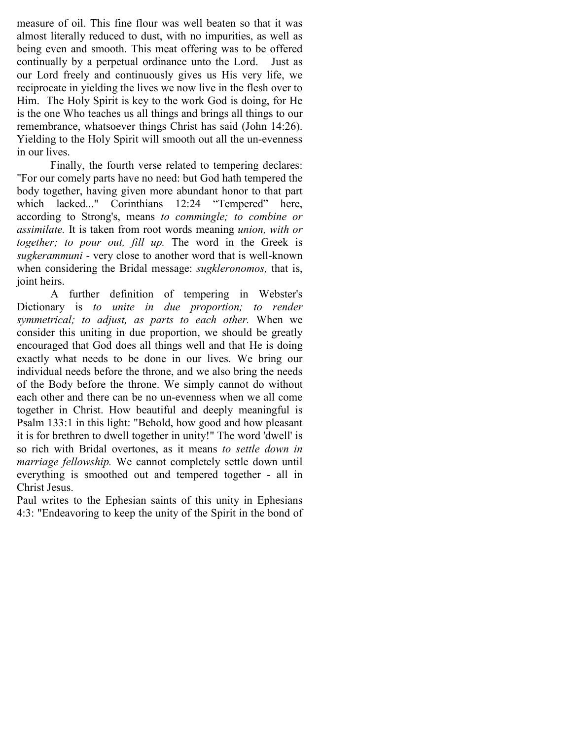measure of oil. This fine flour was well beaten so that it was almost literally reduced to dust, with no impurities, as well as being even and smooth. This meat offering was to be offered continually by a perpetual ordinance unto the Lord. Just as our Lord freely and continuously gives us His very life, we reciprocate in yielding the lives we now live in the flesh over to Him. The Holy Spirit is key to the work God is doing, for He is the one Who teaches us all things and brings all things to our remembrance, whatsoever things Christ has said (John 14:26). Yielding to the Holy Spirit will smooth out all the un-evenness in our lives.

Finally, the fourth verse related to tempering declares: "For our comely parts have no need: but God hath tempered the body together, having given more abundant honor to that part which lacked..." Corinthians 12:24 “Tempered” here, according to Strong's, means *to commingle; to combine or assimilate.* It is taken from root words meaning *union, with or together; to pour out, fill up.* The word in the Greek is *sugkerammuni* - very close to another word that is well-known when considering the Bridal message: *sugkleronomos,* that is, joint heirs.

A further definition of tempering in Webster's Dictionary is *to unite in due proportion; to render symmetrical; to adjust, as parts to each other.* When we consider this uniting in due proportion, we should be greatly encouraged that God does all things well and that He is doing exactly what needs to be done in our lives. We bring our individual needs before the throne, and we also bring the needs of the Body before the throne. We simply cannot do without each other and there can be no un-evenness when we all come together in Christ. How beautiful and deeply meaningful is Psalm 133:1 in this light: "Behold, how good and how pleasant it is for brethren to dwell together in unity!" The word 'dwell' is so rich with Bridal overtones, as it means *to settle down in marriage fellowship.* We cannot completely settle down until everything is smoothed out and tempered together - all in Christ Jesus.

Paul writes to the Ephesian saints of this unity in Ephesians 4:3: "Endeavoring to keep the unity of the Spirit in the bond of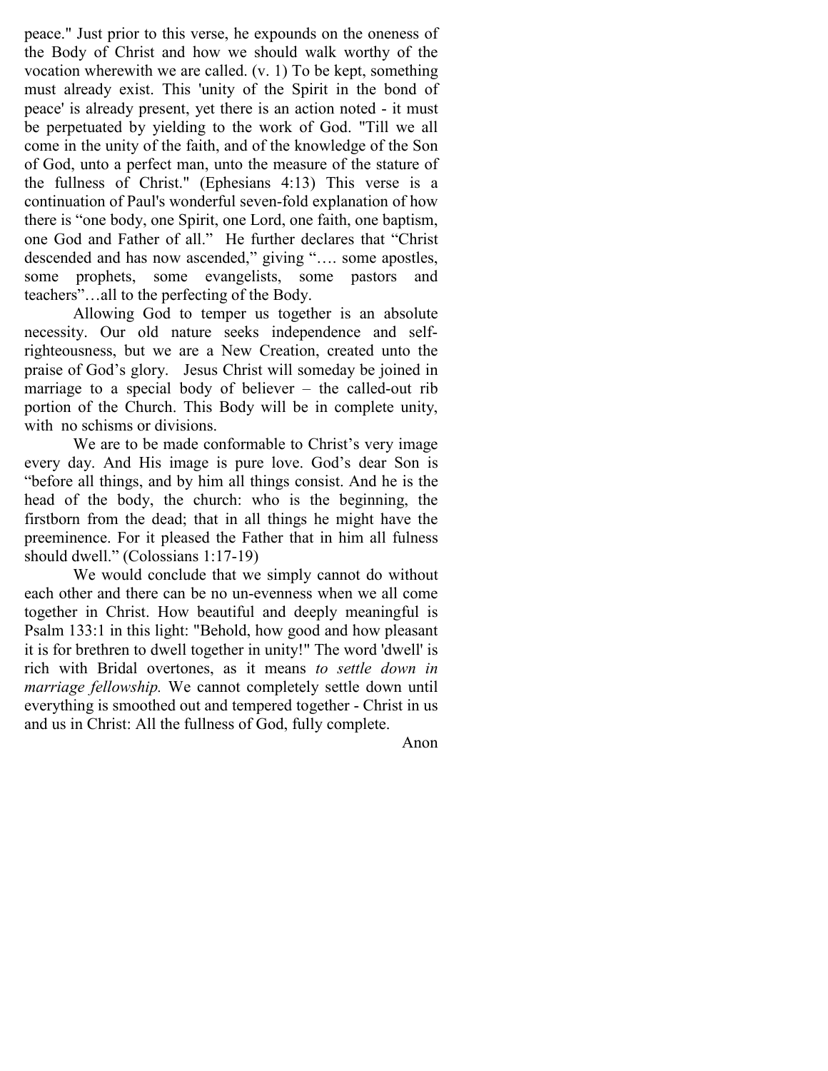peace." Just prior to this verse, he expounds on the oneness of the Body of Christ and how we should walk worthy of the vocation wherewith we are called. (v. 1) To be kept, something must already exist. This 'unity of the Spirit in the bond of peace' is already present, yet there is an action noted - it must be perpetuated by yielding to the work of God. "Till we all come in the unity of the faith, and of the knowledge of the Son of God, unto a perfect man, unto the measure of the stature of the fullness of Christ." (Ephesians 4:13) This verse is a continuation of Paul's wonderful seven-fold explanation of how there is "one body, one Spirit, one Lord, one faith, one baptism, one God and Father of all." He further declares that "Christ descended and has now ascended," giving "…. some apostles, some prophets, some evangelists, some pastors and teachers"…all to the perfecting of the Body.

Allowing God to temper us together is an absolute necessity. Our old nature seeks independence and self-righteousness, but we are a New Creation, created unto the praise of God's glory. Jesus Christ will someday be joined in marriage to a special body of believer – the called-out rib portion of the Church. This Body will be in complete unity, with no schisms or divisions.

We are to be made conformable to Christ's very image every day. And His image is pure love. God's dear Son is "before all things, and by him all things consist. And he is the head of the body, the church: who is the beginning, the firstborn from the dead; that in all things he might have the preeminence. For it pleased the Father that in him all fulness should dwell." (Colossians 1:17-19)

We would conclude that we simply cannot do without each other and there can be no un-evenness when we all come together in Christ. How beautiful and deeply meaningful is Psalm 133:1 in this light: "Behold, how good and how pleasant it is for brethren to dwell together in unity!" The word 'dwell' is rich with Bridal overtones, as it means *to settle down in marriage fellowship.* We cannot completely settle down until everything is smoothed out and tempered together - Christ in us and us in Christ: All the fullness of God, fully complete.

Anon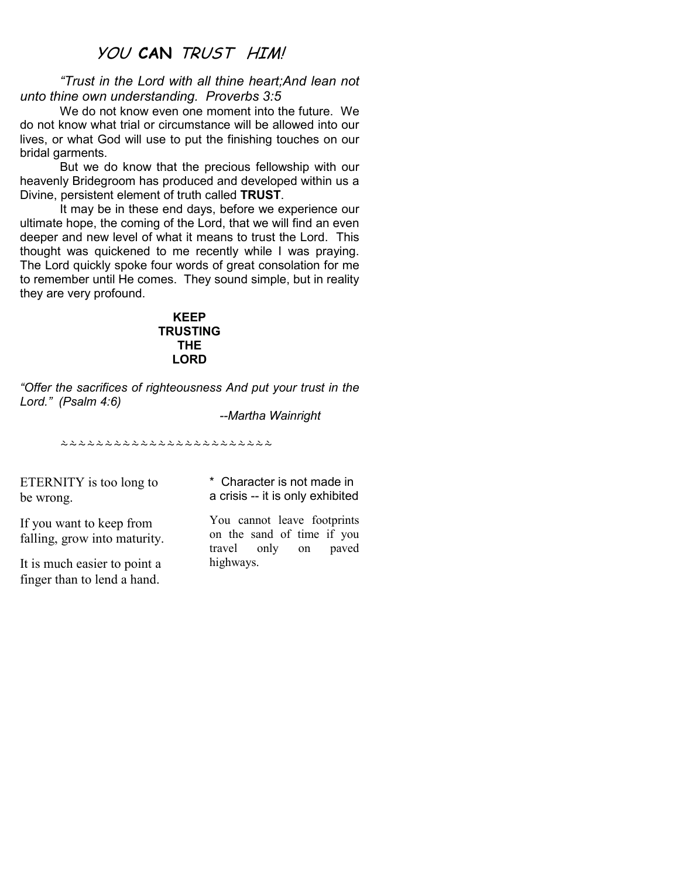# *YOU* **CAN** *TRUST HIM!*

*"Trust in the Lord with all thine heart;And lean not unto thine own understanding. Proverbs 3:5*

We do not know even one moment into the future. We do not know what trial or circumstance will be allowed into our lives, or what God will use to put the finishing touches on our bridal garments.

But we do know that the precious fellowship with our heavenly Bridegroom has produced and developed within us a Divine, persistent element of truth called **TRUST**.

It may be in these end days, before we experience our ultimate hope, the coming of the Lord, that we will find an even deeper and new level of what it means to trust the Lord. This thought was quickened to me recently while I was praying. The Lord quickly spoke four words of great consolation for me to remember until He comes. They sound simple, but in reality they are very profound.

**KEEP**
**TRUSTING**
**THE**
**LORD**

*"Offer the sacrifices of righteousness And put your trust in the Lord." (Psalm 4:6)*

*--Martha Wainright*

~~~~~~~~~~~~~~~~~~~~~~~~~

ETERNITY is too long to be wrong.

If you want to keep from falling, grow into maturity.

It is much easier to point a finger than to lend a hand.

* Character is not made in a crisis -- it is only exhibited

You cannot leave footprints on the sand of time if you travel only on paved highways.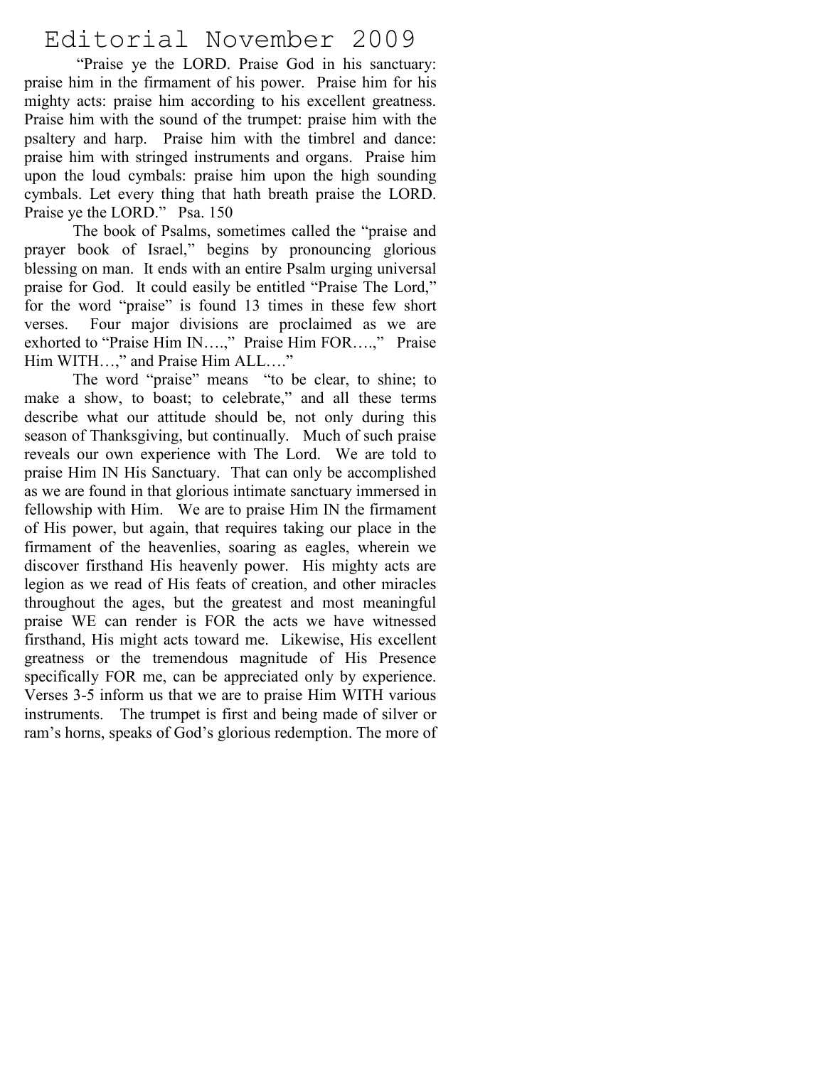# Editorial November 2009

"Praise ye the LORD. Praise God in his sanctuary: praise him in the firmament of his power. Praise him for his mighty acts: praise him according to his excellent greatness. Praise him with the sound of the trumpet: praise him with the psaltery and harp. Praise him with the timbrel and dance: praise him with stringed instruments and organs. Praise him upon the loud cymbals: praise him upon the high sounding cymbals. Let every thing that hath breath praise the LORD. Praise ye the LORD." Psa. 150

The book of Psalms, sometimes called the "praise and prayer book of Israel," begins by pronouncing glorious blessing on man. It ends with an entire Psalm urging universal praise for God. It could easily be entitled "Praise The Lord," for the word "praise" is found 13 times in these few short verses. Four major divisions are proclaimed as we are exhorted to "Praise Him IN….," Praise Him FOR….," Praise Him WITH…," and Praise Him ALL…."

The word "praise" means "to be clear, to shine; to make a show, to boast; to celebrate," and all these terms describe what our attitude should be, not only during this season of Thanksgiving, but continually. Much of such praise reveals our own experience with The Lord. We are told to praise Him IN His Sanctuary. That can only be accomplished as we are found in that glorious intimate sanctuary immersed in fellowship with Him. We are to praise Him IN the firmament of His power, but again, that requires taking our place in the firmament of the heavenlies, soaring as eagles, wherein we discover firsthand His heavenly power. His mighty acts are legion as we read of His feats of creation, and other miracles throughout the ages, but the greatest and most meaningful praise WE can render is FOR the acts we have witnessed firsthand, His might acts toward me. Likewise, His excellent greatness or the tremendous magnitude of His Presence specifically FOR me, can be appreciated only by experience. Verses 3-5 inform us that we are to praise Him WITH various instruments. The trumpet is first and being made of silver or ram's horns, speaks of God's glorious redemption. The more of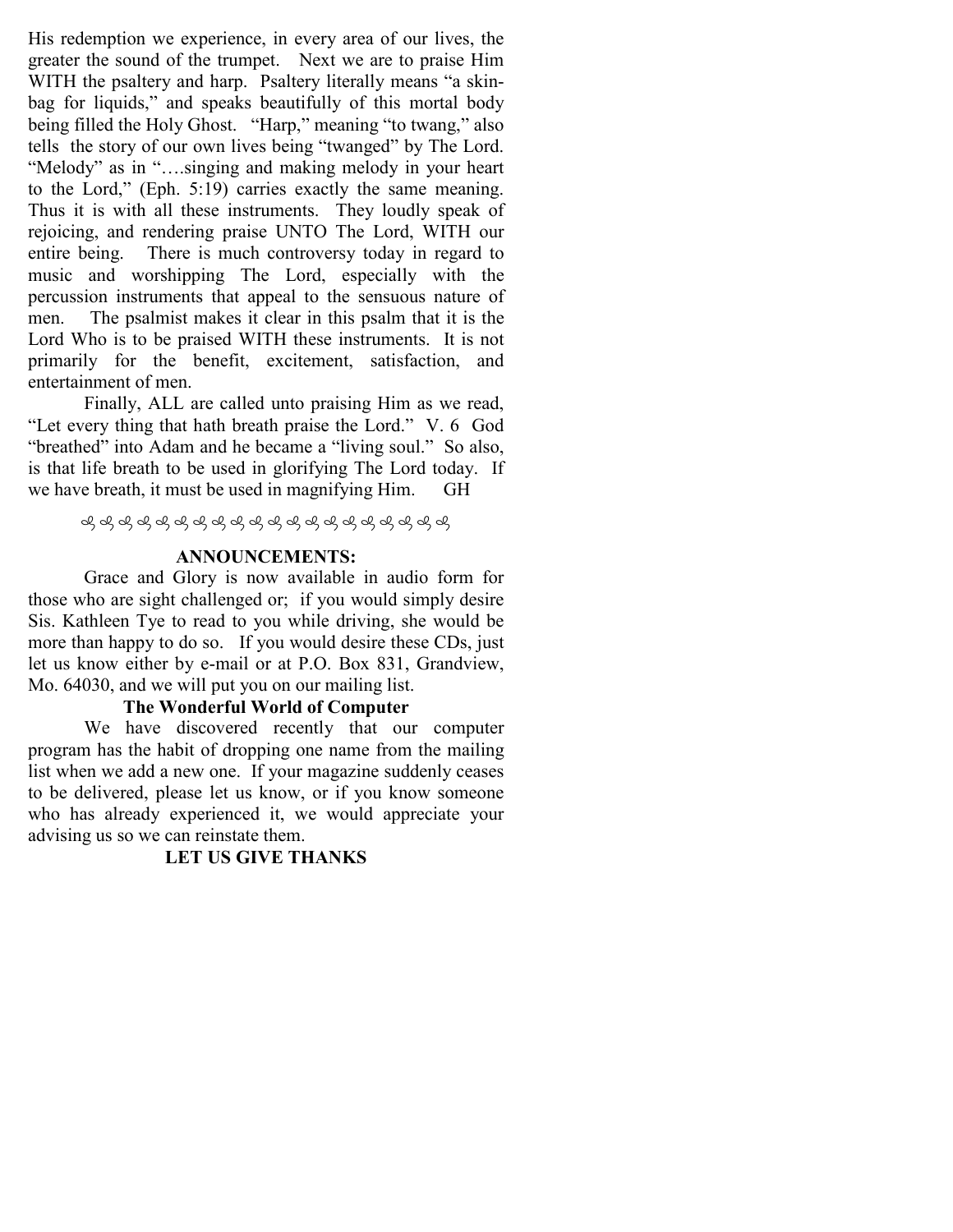His redemption we experience, in every area of our lives, the greater the sound of the trumpet. Next we are to praise Him WITH the psaltery and harp. Psaltery literally means "a skin-bag for liquids," and speaks beautifully of this mortal body being filled the Holy Ghost. "Harp," meaning "to twang," also tells the story of our own lives being "twanged" by The Lord. "Melody" as in "….singing and making melody in your heart to the Lord," (Eph. 5:19) carries exactly the same meaning. Thus it is with all these instruments. They loudly speak of rejoicing, and rendering praise UNTO The Lord, WITH our entire being. There is much controversy today in regard to music and worshipping The Lord, especially with the percussion instruments that appeal to the sensuous nature of men. The psalmist makes it clear in this psalm that it is the Lord Who is to be praised WITH these instruments. It is not primarily for the benefit, excitement, satisfaction, and entertainment of men.

Finally, ALL are called unto praising Him as we read, "Let every thing that hath breath praise the Lord." V. 6 God "breathed" into Adam and he became a "living soul." So also, is that life breath to be used in glorifying The Lord today. If we have breath, it must be used in magnifying Him. GH

ℰ ℰ ℰ ℰ ℰ ℰ ℰ ℰ ℰ ℰ ℰ ℰ ℰ ℰ ℰ ℰ ℰ ℰ ℰ

## ANNOUNCEMENTS:

Grace and Glory is now available in audio form for those who are sight challenged or; if you would simply desire Sis. Kathleen Tye to read to you while driving, she would be more than happy to do so. If you would desire these CDs, just let us know either by e-mail or at P.O. Box 831, Grandview, Mo. 64030, and we will put you on our mailing list.

### The Wonderful World of Computer

We have discovered recently that our computer program has the habit of dropping one name from the mailing list when we add a new one. If your magazine suddenly ceases to be delivered, please let us know, or if you know someone who has already experienced it, we would appreciate your advising us so we can reinstate them.

**LET US GIVE THANKS**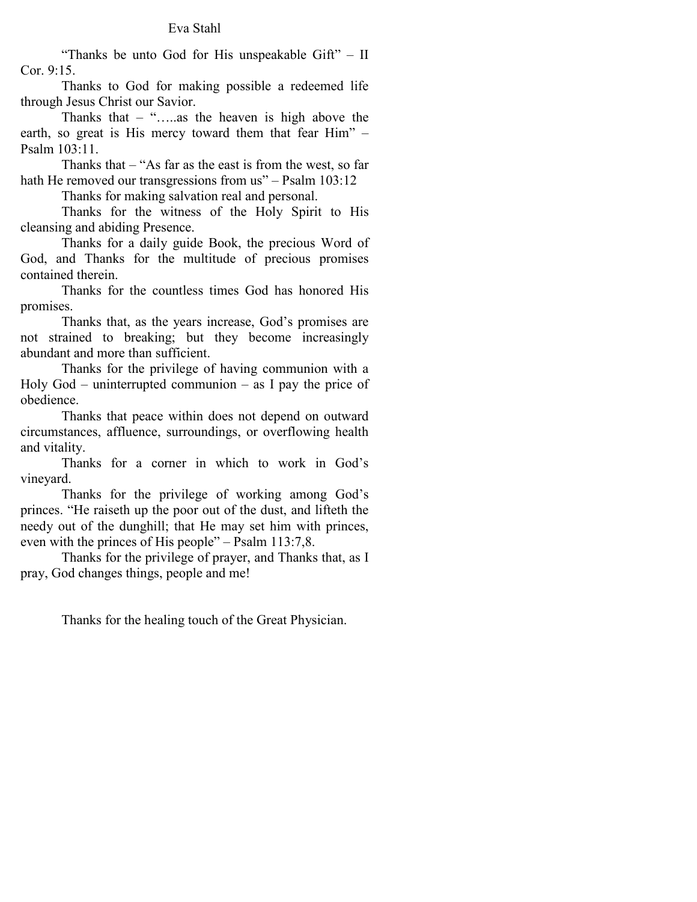"Thanks be unto God for His unspeakable Gift" – II Cor. 9:15.

Thanks to God for making possible a redeemed life through Jesus Christ our Savior.

Thanks that – "…..as the heaven is high above the earth, so great is His mercy toward them that fear Him" – Psalm 103:11.

Thanks that – "As far as the east is from the west, so far hath He removed our transgressions from us" – Psalm 103:12

Thanks for making salvation real and personal.

Thanks for the witness of the Holy Spirit to His cleansing and abiding Presence.

Thanks for a daily guide Book, the precious Word of God, and Thanks for the multitude of precious promises contained therein.

Thanks for the countless times God has honored His promises.

Thanks that, as the years increase, God's promises are not strained to breaking; but they become increasingly abundant and more than sufficient.

Thanks for the privilege of having communion with a Holy God – uninterrupted communion – as I pay the price of obedience.

Thanks that peace within does not depend on outward circumstances, affluence, surroundings, or overflowing health and vitality.

Thanks for a corner in which to work in God's vineyard.

Thanks for the privilege of working among God's princes. "He raiseth up the poor out of the dust, and lifteth the needy out of the dunghill; that He may set him with princes, even with the princes of His people" – Psalm 113:7,8.

Thanks for the privilege of prayer, and Thanks that, as I pray, God changes things, people and me!

Thanks for the healing touch of the Great Physician.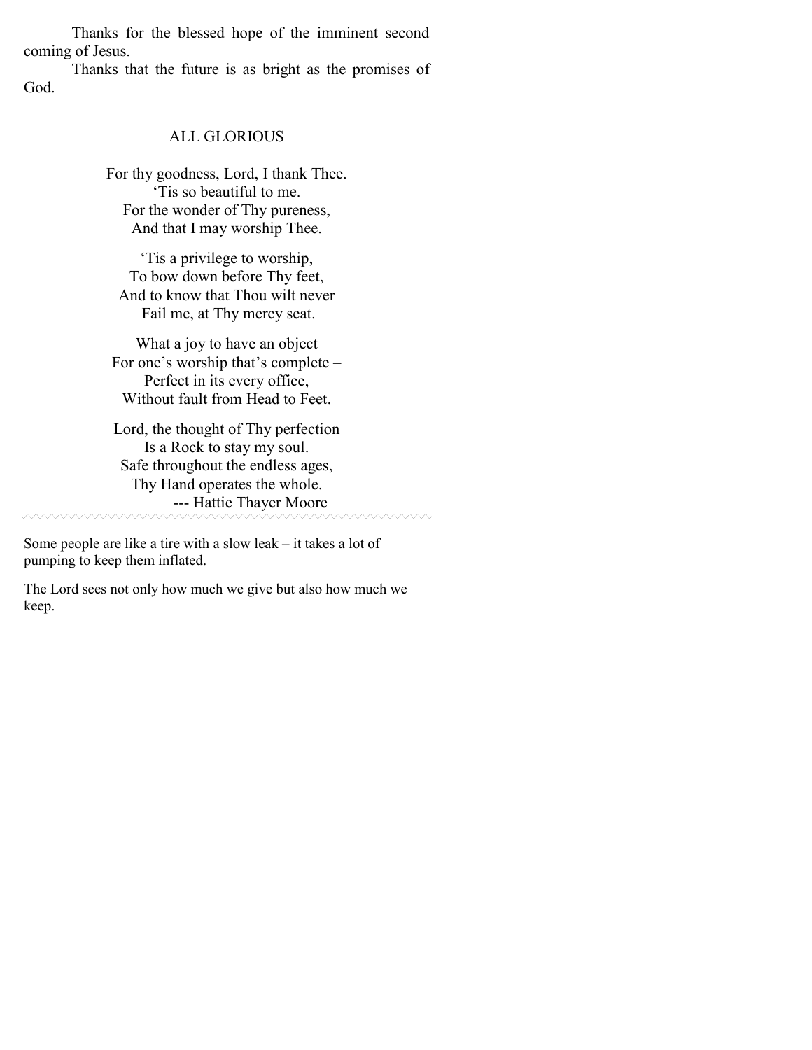Thanks for the blessed hope of the imminent second coming of Jesus.

Thanks that the future is as bright as the promises of God.

## ALL GLORIOUS

For thy goodness, Lord, I thank Thee.  
'Tis so beautiful to me.  
For the wonder of Thy pureness,  
And that I may worship Thee.

'Tis a privilege to worship,  
To bow down before Thy feet,  
And to know that Thou wilt never  
Fail me, at Thy mercy seat.

What a joy to have an object  
For one's worship that's complete –  
Perfect in its every office,  
Without fault from Head to Feet.

Lord, the thought of Thy perfection  
Is a Rock to stay my soul.  
Safe throughout the endless ages,  
Thy Hand operates the whole.  
--- Hattie Thayer Moore

---

Some people are like a tire with a slow leak – it takes a lot of pumping to keep them inflated.

The Lord sees not only how much we give but also how much we keep.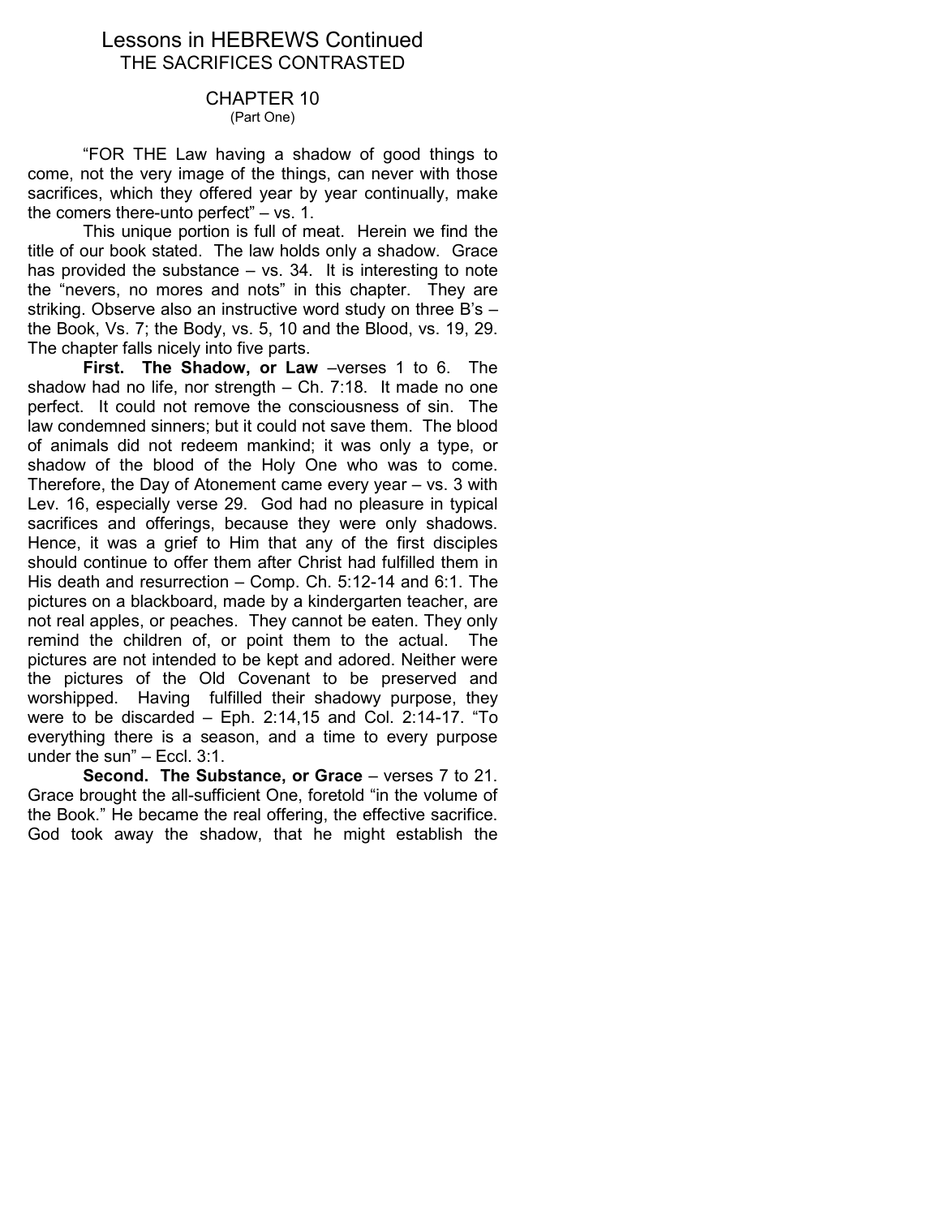# Lessons in HEBREWS Continued

## THE SACRIFICES CONTRASTED

### CHAPTER 10

(Part One)

"FOR THE Law having a shadow of good things to come, not the very image of the things, can never with those sacrifices, which they offered year by year continually, make the comers there-unto perfect" – vs. 1.

This unique portion is full of meat. Herein we find the title of our book stated. The law holds only a shadow. Grace has provided the substance – vs. 34. It is interesting to note the "nevers, no mores and nots" in this chapter. They are striking. Observe also an instructive word study on three B's – the Book, Vs. 7; the Body, vs. 5, 10 and the Blood, vs. 19, 29. The chapter falls nicely into five parts.

**First. The Shadow, or Law** –verses 1 to 6. The shadow had no life, nor strength – Ch. 7:18. It made no one perfect. It could not remove the consciousness of sin. The law condemned sinners; but it could not save them. The blood of animals did not redeem mankind; it was only a type, or shadow of the blood of the Holy One who was to come. Therefore, the Day of Atonement came every year – vs. 3 with Lev. 16, especially verse 29. God had no pleasure in typical sacrifices and offerings, because they were only shadows. Hence, it was a grief to Him that any of the first disciples should continue to offer them after Christ had fulfilled them in His death and resurrection – Comp. Ch. 5:12-14 and 6:1. The pictures on a blackboard, made by a kindergarten teacher, are not real apples, or peaches. They cannot be eaten. They only remind the children of, or point them to the actual. The pictures are not intended to be kept and adored. Neither were the pictures of the Old Covenant to be preserved and worshipped. Having fulfilled their shadowy purpose, they were to be discarded – Eph. 2:14,15 and Col. 2:14-17. "To everything there is a season, and a time to every purpose under the sun" – Eccl. 3:1.

**Second. The Substance, or Grace** – verses 7 to 21. Grace brought the all-sufficient One, foretold "in the volume of the Book." He became the real offering, the effective sacrifice. God took away the shadow, that he might establish the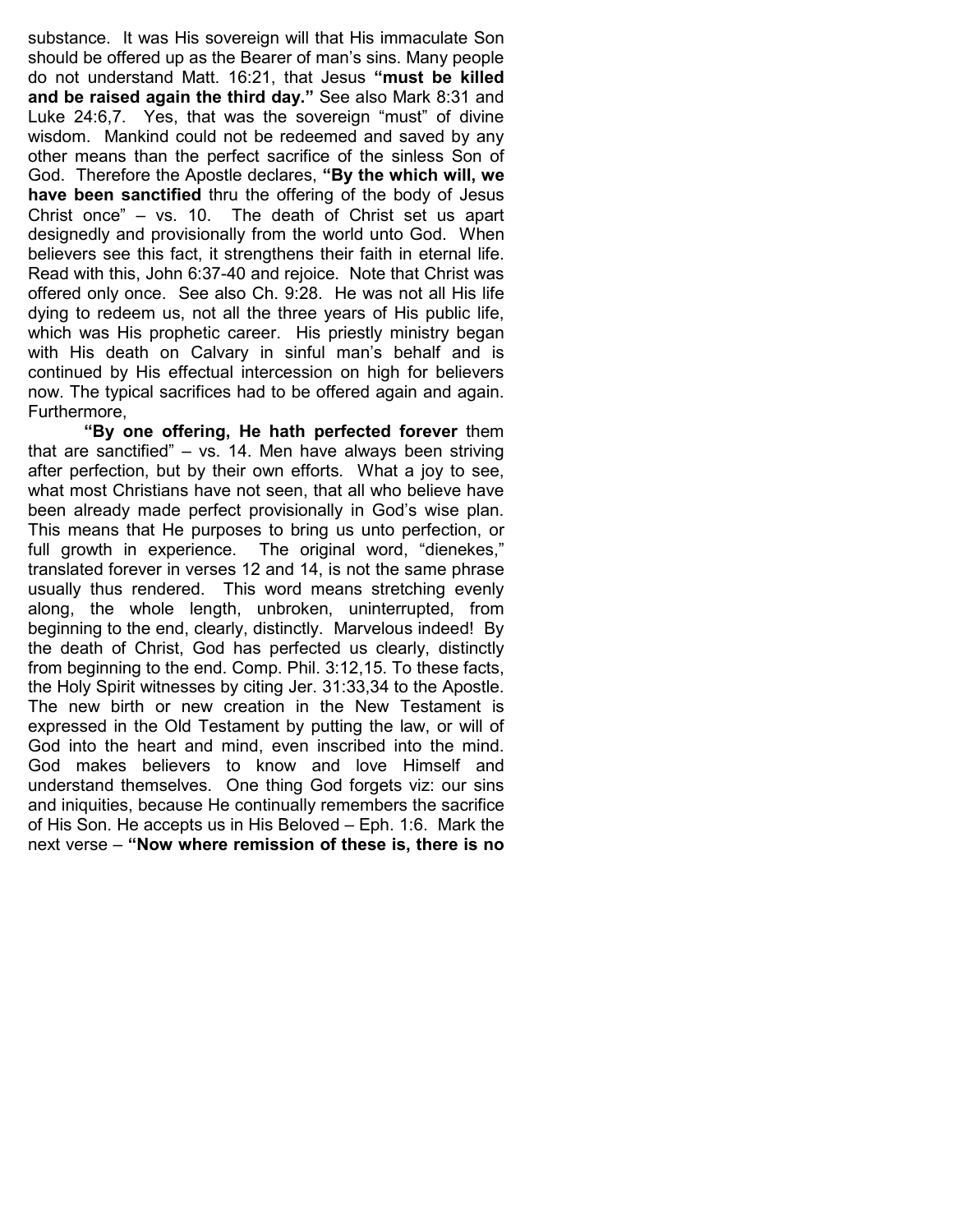substance. It was His sovereign will that His immaculate Son should be offered up as the Bearer of man's sins. Many people do not understand Matt. 16:21, that Jesus **"must be killed and be raised again the third day."** See also Mark 8:31 and Luke 24:6,7. Yes, that was the sovereign "must" of divine wisdom. Mankind could not be redeemed and saved by any other means than the perfect sacrifice of the sinless Son of God. Therefore the Apostle declares, **"By the which will, we have been sanctified** thru the offering of the body of Jesus Christ once" – vs. 10. The death of Christ set us apart designedly and provisionally from the world unto God. When believers see this fact, it strengthens their faith in eternal life. Read with this, John 6:37-40 and rejoice. Note that Christ was offered only once. See also Ch. 9:28. He was not all His life dying to redeem us, not all the three years of His public life, which was His prophetic career. His priestly ministry began with His death on Calvary in sinful man's behalf and is continued by His effectual intercession on high for believers now. The typical sacrifices had to be offered again and again. Furthermore,

**"By one offering, He hath perfected forever** them that are sanctified" – vs. 14. Men have always been striving after perfection, but by their own efforts. What a joy to see, what most Christians have not seen, that all who believe have been already made perfect provisionally in God's wise plan. This means that He purposes to bring us unto perfection, or full growth in experience. The original word, "dienekes," translated forever in verses 12 and 14, is not the same phrase usually thus rendered. This word means stretching evenly along, the whole length, unbroken, uninterrupted, from beginning to the end, clearly, distinctly. Marvelous indeed! By the death of Christ, God has perfected us clearly, distinctly from beginning to the end. Comp. Phil. 3:12,15. To these facts, the Holy Spirit witnesses by citing Jer. 31:33,34 to the Apostle. The new birth or new creation in the New Testament is expressed in the Old Testament by putting the law, or will of God into the heart and mind, even inscribed into the mind. God makes believers to know and love Himself and understand themselves. One thing God forgets viz: our sins and iniquities, because He continually remembers the sacrifice of His Son. He accepts us in His Beloved – Eph. 1:6. Mark the next verse – **"Now where remission of these is, there is no**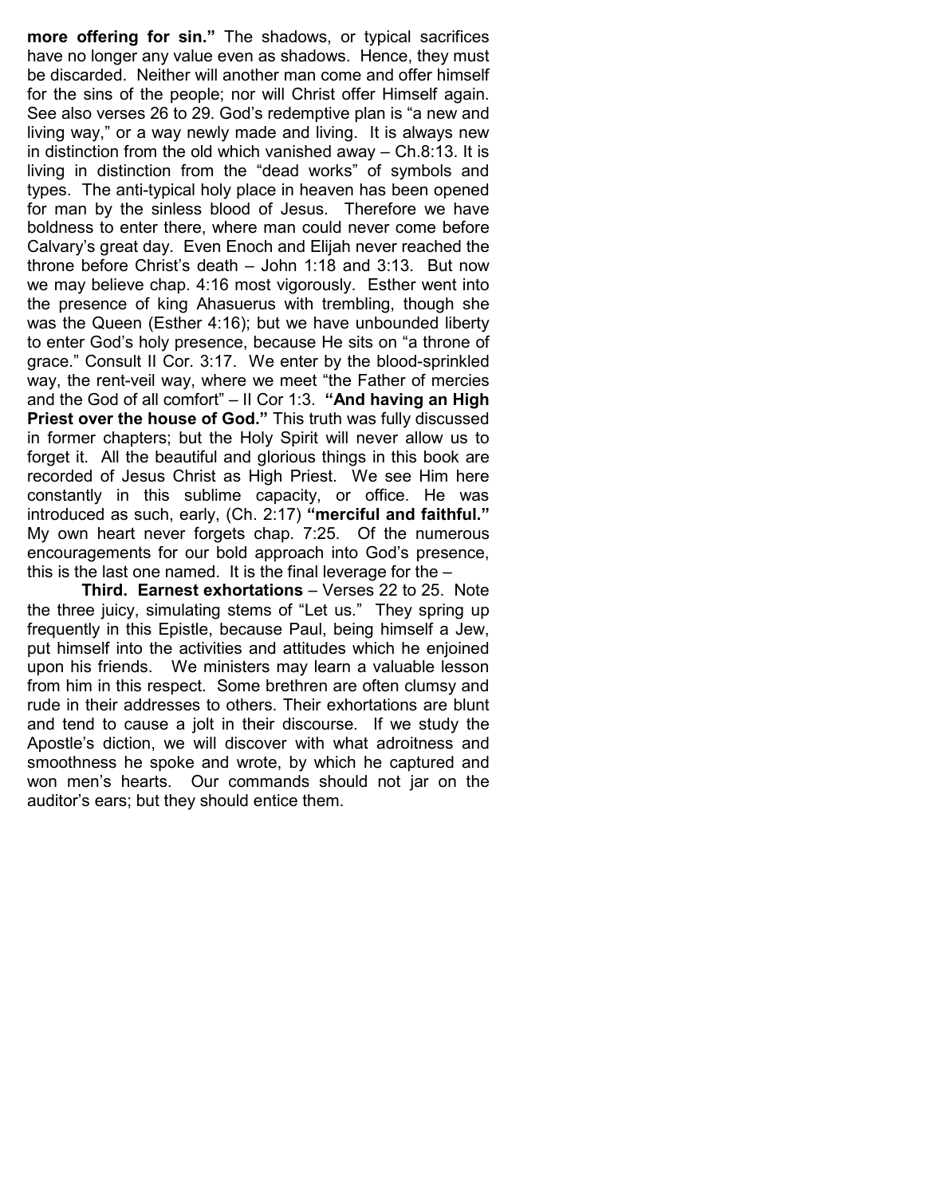**more offering for sin."** The shadows, or typical sacrifices have no longer any value even as shadows. Hence, they must be discarded. Neither will another man come and offer himself for the sins of the people; nor will Christ offer Himself again. See also verses 26 to 29. God's redemptive plan is "a new and living way," or a way newly made and living. It is always new in distinction from the old which vanished away – Ch.8:13. It is living in distinction from the "dead works" of symbols and types. The anti-typical holy place in heaven has been opened for man by the sinless blood of Jesus. Therefore we have boldness to enter there, where man could never come before Calvary's great day. Even Enoch and Elijah never reached the throne before Christ's death – John 1:18 and 3:13. But now we may believe chap. 4:16 most vigorously. Esther went into the presence of king Ahasuerus with trembling, though she was the Queen (Esther 4:16); but we have unbounded liberty to enter God's holy presence, because He sits on "a throne of grace." Consult II Cor. 3:17. We enter by the blood-sprinkled way, the rent-veil way, where we meet "the Father of mercies and the God of all comfort" – II Cor 1:3. **"And having an High Priest over the house of God."** This truth was fully discussed in former chapters; but the Holy Spirit will never allow us to forget it. All the beautiful and glorious things in this book are recorded of Jesus Christ as High Priest. We see Him here constantly in this sublime capacity, or office. He was introduced as such, early, (Ch. 2:17) **"merciful and faithful."** My own heart never forgets chap. 7:25. Of the numerous encouragements for our bold approach into God's presence, this is the last one named. It is the final leverage for the –

**Third. Earnest exhortations** – Verses 22 to 25. Note the three juicy, simulating stems of "Let us." They spring up frequently in this Epistle, because Paul, being himself a Jew, put himself into the activities and attitudes which he enjoined upon his friends. We ministers may learn a valuable lesson from him in this respect. Some brethren are often clumsy and rude in their addresses to others. Their exhortations are blunt and tend to cause a jolt in their discourse. If we study the Apostle's diction, we will discover with what adroitness and smoothness he spoke and wrote, by which he captured and won men's hearts. Our commands should not jar on the auditor's ears; but they should entice them.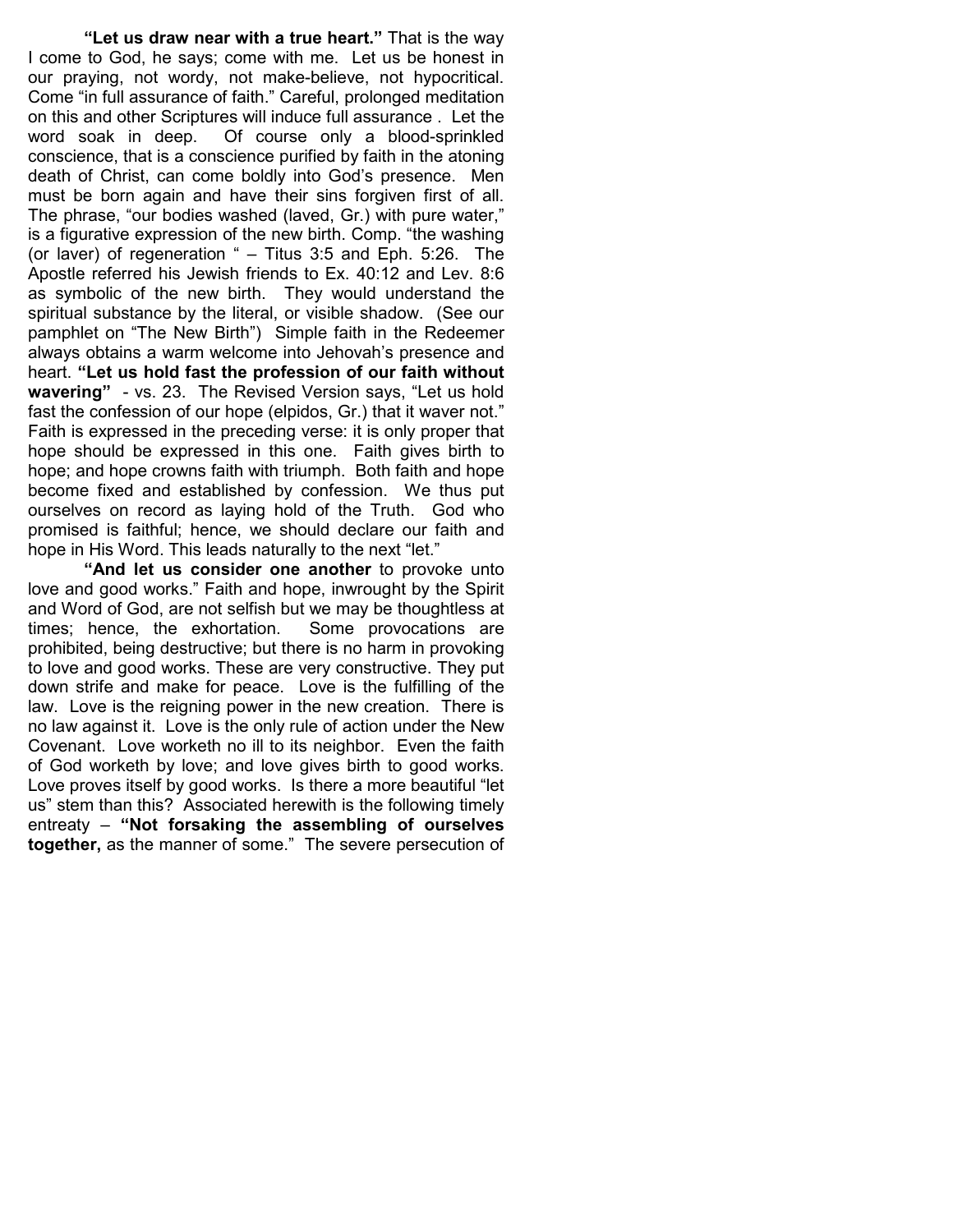**"Let us draw near with a true heart."** That is the way I come to God, he says; come with me. Let us be honest in our praying, not wordy, not make-believe, not hypocritical. Come "in full assurance of faith." Careful, prolonged meditation on this and other Scriptures will induce full assurance . Let the word soak in deep. Of course only a blood-sprinkled conscience, that is a conscience purified by faith in the atoning death of Christ, can come boldly into God's presence. Men must be born again and have their sins forgiven first of all. The phrase, "our bodies washed (laved, Gr.) with pure water," is a figurative expression of the new birth. Comp. "the washing (or laver) of regeneration " – Titus 3:5 and Eph. 5:26. The Apostle referred his Jewish friends to Ex. 40:12 and Lev. 8:6 as symbolic of the new birth. They would understand the spiritual substance by the literal, or visible shadow. (See our pamphlet on "The New Birth") Simple faith in the Redeemer always obtains a warm welcome into Jehovah's presence and heart. **"Let us hold fast the profession of our faith without wavering"** - vs. 23. The Revised Version says, "Let us hold fast the confession of our hope (elpidos, Gr.) that it waver not." Faith is expressed in the preceding verse: it is only proper that hope should be expressed in this one. Faith gives birth to hope; and hope crowns faith with triumph. Both faith and hope become fixed and established by confession. We thus put ourselves on record as laying hold of the Truth. God who promised is faithful; hence, we should declare our faith and hope in His Word. This leads naturally to the next "let."

**"And let us consider one another** to provoke unto love and good works." Faith and hope, inwrought by the Spirit and Word of God, are not selfish but we may be thoughtless at times; hence, the exhortation. Some provocations are prohibited, being destructive; but there is no harm in provoking to love and good works. These are very constructive. They put down strife and make for peace. Love is the fulfilling of the law. Love is the reigning power in the new creation. There is no law against it. Love is the only rule of action under the New Covenant. Love worketh no ill to its neighbor. Even the faith of God worketh by love; and love gives birth to good works. Love proves itself by good works. Is there a more beautiful "let us" stem than this? Associated herewith is the following timely entreaty – **"Not forsaking the assembling of ourselves together,** as the manner of some." The severe persecution of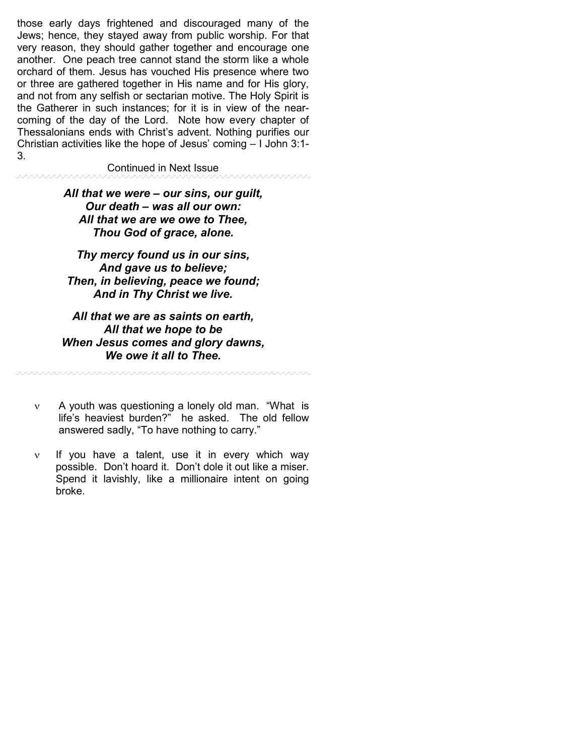those early days frightened and discouraged many of the Jews; hence, they stayed away from public worship. For that very reason, they should gather together and encourage one another. One peach tree cannot stand the storm like a whole orchard of them. Jesus has vouched His presence where two or three are gathered together in His name and for His glory, and not from any selfish or sectarian motive. The Holy Spirit is the Gatherer in such instances; for it is in view of the near-coming of the day of the Lord. Note how every chapter of Thessalonians ends with Christ's advent. Nothing purifies our Christian activities like the hope of Jesus' coming – I John 3:1-3.

Continued in Next Issue

---

***All that we were – our sins, our guilt,***
***Our death – was all our own:***
***All that we are we owe to Thee,***
***Thou God of grace, alone.***

***Thy mercy found us in our sins,***
***And gave us to believe;***
***Then, in believing, peace we found;***
***And in Thy Christ we live.***

***All that we are as saints on earth,***
***All that we hope to be***
***When Jesus comes and glory dawns,***
***We owe it all to Thee.***

---

- A youth was questioning a lonely old man. "What is life's heaviest burden?" he asked. The old fellow answered sadly, "To have nothing to carry."

- If you have a talent, use it in every which way possible. Don't hoard it. Don't dole it out like a miser. Spend it lavishly, like a millionaire intent on going broke.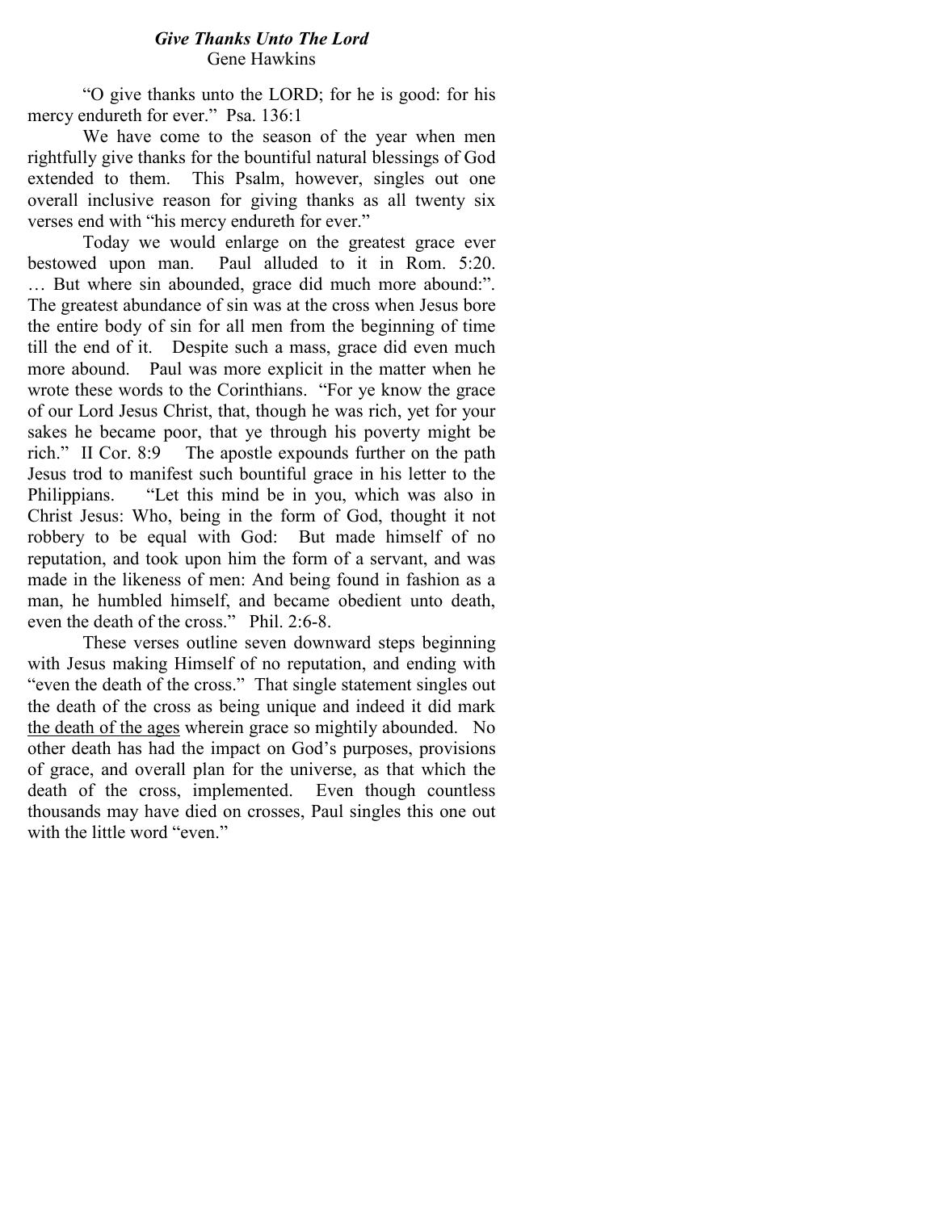# *Give Thanks Unto The Lord*

Gene Hawkins

"O give thanks unto the LORD; for he is good: for his mercy endureth for ever." Psa. 136:1

We have come to the season of the year when men rightfully give thanks for the bountiful natural blessings of God extended to them. This Psalm, however, singles out one overall inclusive reason for giving thanks as all twenty six verses end with "his mercy endureth for ever."

Today we would enlarge on the greatest grace ever bestowed upon man. Paul alluded to it in Rom. 5:20. … But where sin abounded, grace did much more abound:". The greatest abundance of sin was at the cross when Jesus bore the entire body of sin for all men from the beginning of time till the end of it. Despite such a mass, grace did even much more abound. Paul was more explicit in the matter when he wrote these words to the Corinthians. "For ye know the grace of our Lord Jesus Christ, that, though he was rich, yet for your sakes he became poor, that ye through his poverty might be rich." II Cor. 8:9 The apostle expounds further on the path Jesus trod to manifest such bountiful grace in his letter to the Philippians. "Let this mind be in you, which was also in Christ Jesus: Who, being in the form of God, thought it not robbery to be equal with God: But made himself of no reputation, and took upon him the form of a servant, and was made in the likeness of men: And being found in fashion as a man, he humbled himself, and became obedient unto death, even the death of the cross." Phil. 2:6-8.

These verses outline seven downward steps beginning with Jesus making Himself of no reputation, and ending with "even the death of the cross." That single statement singles out the death of the cross as being unique and indeed it did mark <u>the death of the ages</u> wherein grace so mightily abounded. No other death has had the impact on God's purposes, provisions of grace, and overall plan for the universe, as that which the death of the cross, implemented. Even though countless thousands may have died on crosses, Paul singles this one out with the little word "even."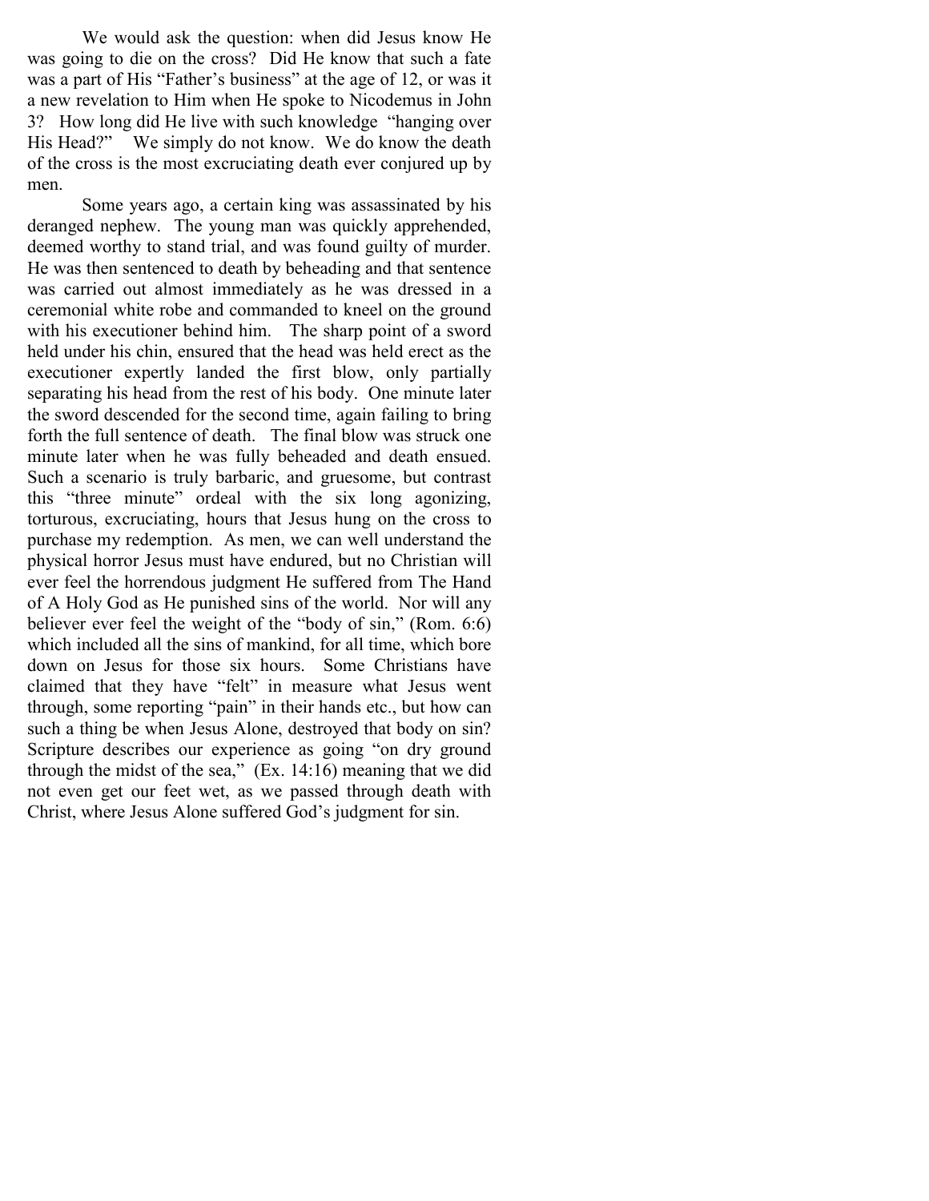We would ask the question: when did Jesus know He was going to die on the cross? Did He know that such a fate was a part of His "Father's business" at the age of 12, or was it a new revelation to Him when He spoke to Nicodemus in John 3? How long did He live with such knowledge "hanging over His Head?" We simply do not know. We do know the death of the cross is the most excruciating death ever conjured up by men.

Some years ago, a certain king was assassinated by his deranged nephew. The young man was quickly apprehended, deemed worthy to stand trial, and was found guilty of murder. He was then sentenced to death by beheading and that sentence was carried out almost immediately as he was dressed in a ceremonial white robe and commanded to kneel on the ground with his executioner behind him. The sharp point of a sword held under his chin, ensured that the head was held erect as the executioner expertly landed the first blow, only partially separating his head from the rest of his body. One minute later the sword descended for the second time, again failing to bring forth the full sentence of death. The final blow was struck one minute later when he was fully beheaded and death ensued. Such a scenario is truly barbaric, and gruesome, but contrast this "three minute" ordeal with the six long agonizing, torturous, excruciating, hours that Jesus hung on the cross to purchase my redemption. As men, we can well understand the physical horror Jesus must have endured, but no Christian will ever feel the horrendous judgment He suffered from The Hand of A Holy God as He punished sins of the world. Nor will any believer ever feel the weight of the "body of sin," (Rom. 6:6) which included all the sins of mankind, for all time, which bore down on Jesus for those six hours. Some Christians have claimed that they have "felt" in measure what Jesus went through, some reporting "pain" in their hands etc., but how can such a thing be when Jesus Alone, destroyed that body on sin? Scripture describes our experience as going "on dry ground through the midst of the sea," (Ex. 14:16) meaning that we did not even get our feet wet, as we passed through death with Christ, where Jesus Alone suffered God's judgment for sin.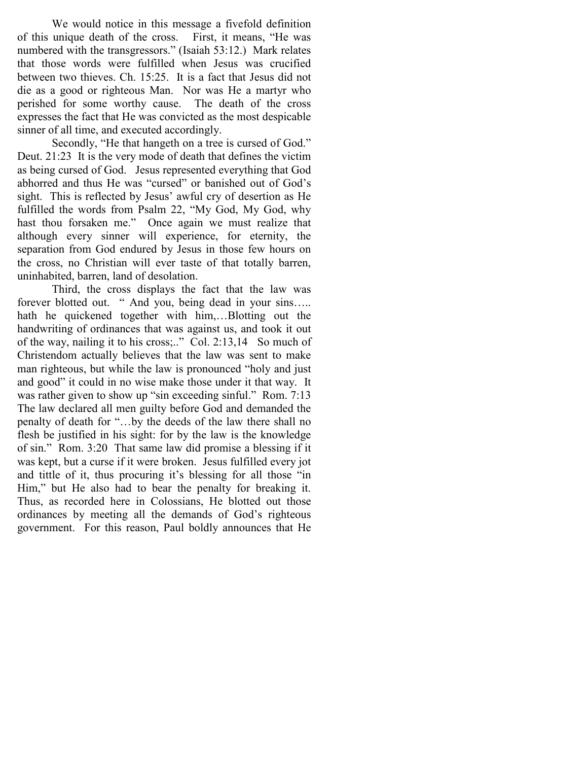We would notice in this message a fivefold definition of this unique death of the cross. First, it means, "He was numbered with the transgressors." (Isaiah 53:12.) Mark relates that those words were fulfilled when Jesus was crucified between two thieves. Ch. 15:25. It is a fact that Jesus did not die as a good or righteous Man. Nor was He a martyr who perished for some worthy cause. The death of the cross expresses the fact that He was convicted as the most despicable sinner of all time, and executed accordingly.

Secondly, "He that hangeth on a tree is cursed of God." Deut. 21:23 It is the very mode of death that defines the victim as being cursed of God. Jesus represented everything that God abhorred and thus He was "cursed" or banished out of God's sight. This is reflected by Jesus' awful cry of desertion as He fulfilled the words from Psalm 22, "My God, My God, why hast thou forsaken me." Once again we must realize that although every sinner will experience, for eternity, the separation from God endured by Jesus in those few hours on the cross, no Christian will ever taste of that totally barren, uninhabited, barren, land of desolation.

Third, the cross displays the fact that the law was forever blotted out. " And you, being dead in your sins….. hath he quickened together with him,…Blotting out the handwriting of ordinances that was against us, and took it out of the way, nailing it to his cross;.." Col. 2:13,14 So much of Christendom actually believes that the law was sent to make man righteous, but while the law is pronounced "holy and just and good" it could in no wise make those under it that way. It was rather given to show up "sin exceeding sinful." Rom. 7:13 The law declared all men guilty before God and demanded the penalty of death for "…by the deeds of the law there shall no flesh be justified in his sight: for by the law is the knowledge of sin." Rom. 3:20 That same law did promise a blessing if it was kept, but a curse if it were broken. Jesus fulfilled every jot and tittle of it, thus procuring it's blessing for all those "in Him," but He also had to bear the penalty for breaking it. Thus, as recorded here in Colossians, He blotted out those ordinances by meeting all the demands of God's righteous government. For this reason, Paul boldly announces that He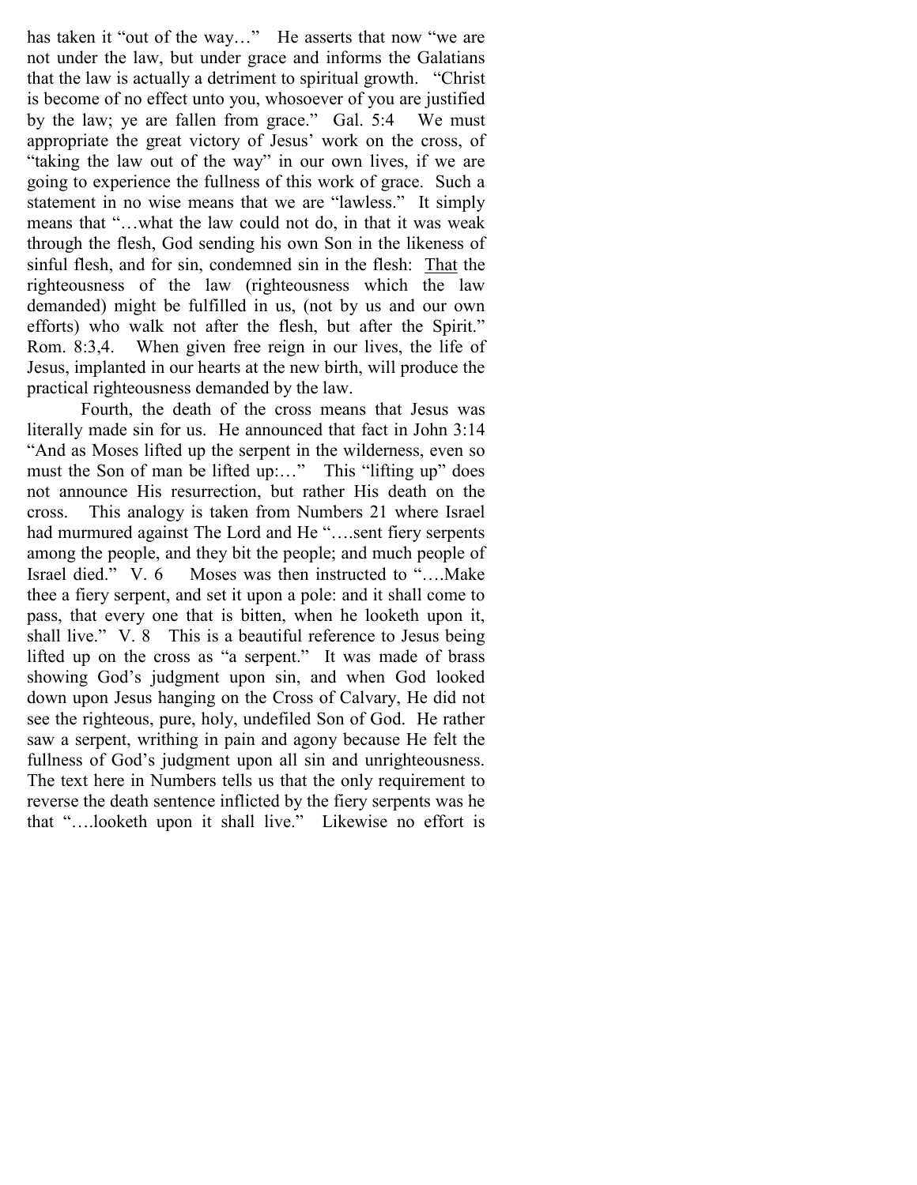has taken it “out of the way…” He asserts that now “we are not under the law, but under grace and informs the Galatians that the law is actually a detriment to spiritual growth. “Christ is become of no effect unto you, whosoever of you are justified by the law; ye are fallen from grace.” Gal. 5:4 We must appropriate the great victory of Jesus’ work on the cross, of “taking the law out of the way” in our own lives, if we are going to experience the fullness of this work of grace. Such a statement in no wise means that we are “lawless.” It simply means that “…what the law could not do, in that it was weak through the flesh, God sending his own Son in the likeness of sinful flesh, and for sin, condemned sin in the flesh: <u>That</u> the righteousness of the law (righteousness which the law demanded) might be fulfilled in us, (not by us and our own efforts) who walk not after the flesh, but after the Spirit.” Rom. 8:3,4. When given free reign in our lives, the life of Jesus, implanted in our hearts at the new birth, will produce the practical righteousness demanded by the law.

Fourth, the death of the cross means that Jesus was literally made sin for us. He announced that fact in John 3:14 “And as Moses lifted up the serpent in the wilderness, even so must the Son of man be lifted up:…” This “lifting up” does not announce His resurrection, but rather His death on the cross. This analogy is taken from Numbers 21 where Israel had murmured against The Lord and He “….sent fiery serpents among the people, and they bit the people; and much people of Israel died.” V. 6 Moses was then instructed to “….Make thee a fiery serpent, and set it upon a pole: and it shall come to pass, that every one that is bitten, when he looketh upon it, shall live.” V. 8 This is a beautiful reference to Jesus being lifted up on the cross as “a serpent.” It was made of brass showing God’s judgment upon sin, and when God looked down upon Jesus hanging on the Cross of Calvary, He did not see the righteous, pure, holy, undefiled Son of God. He rather saw a serpent, writhing in pain and agony because He felt the fullness of God’s judgment upon all sin and unrighteousness. The text here in Numbers tells us that the only requirement to reverse the death sentence inflicted by the fiery serpents was he that “….looketh upon it shall live.” Likewise no effort is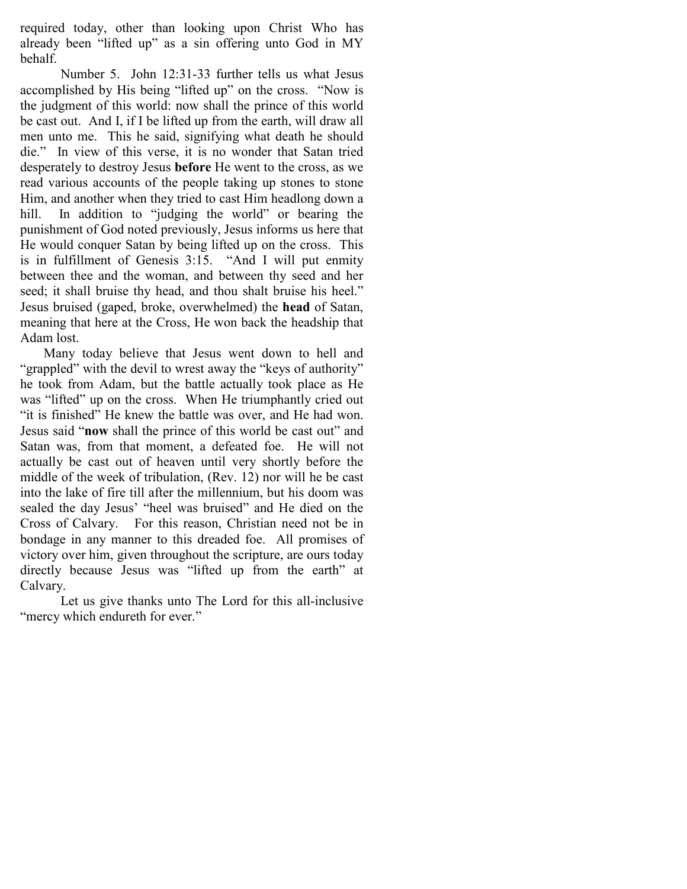required today, other than looking upon Christ Who has already been "lifted up" as a sin offering unto God in MY behalf.

Number 5. John 12:31-33 further tells us what Jesus accomplished by His being "lifted up" on the cross. "Now is the judgment of this world: now shall the prince of this world be cast out. And I, if I be lifted up from the earth, will draw all men unto me. This he said, signifying what death he should die." In view of this verse, it is no wonder that Satan tried desperately to destroy Jesus **before** He went to the cross, as we read various accounts of the people taking up stones to stone Him, and another when they tried to cast Him headlong down a hill. In addition to "judging the world" or bearing the punishment of God noted previously, Jesus informs us here that He would conquer Satan by being lifted up on the cross. This is in fulfillment of Genesis 3:15. "And I will put enmity between thee and the woman, and between thy seed and her seed; it shall bruise thy head, and thou shalt bruise his heel." Jesus bruised (gaped, broke, overwhelmed) the **head** of Satan, meaning that here at the Cross, He won back the headship that Adam lost.

Many today believe that Jesus went down to hell and "grappled" with the devil to wrest away the "keys of authority" he took from Adam, but the battle actually took place as He was "lifted" up on the cross. When He triumphantly cried out "it is finished" He knew the battle was over, and He had won. Jesus said "**now** shall the prince of this world be cast out" and Satan was, from that moment, a defeated foe. He will not actually be cast out of heaven until very shortly before the middle of the week of tribulation, (Rev. 12) nor will he be cast into the lake of fire till after the millennium, but his doom was sealed the day Jesus' "heel was bruised" and He died on the Cross of Calvary. For this reason, Christian need not be in bondage in any manner to this dreaded foe. All promises of victory over him, given throughout the scripture, are ours today directly because Jesus was "lifted up from the earth" at Calvary.

Let us give thanks unto The Lord for this all-inclusive "mercy which endureth for ever."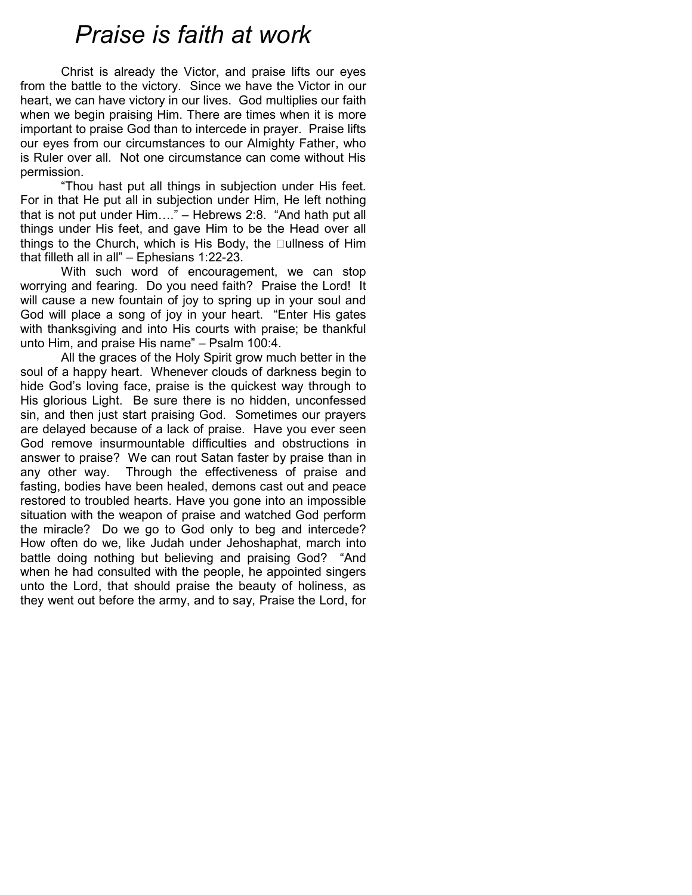# *Praise is faith at work*

Christ is already the Victor, and praise lifts our eyes from the battle to the victory. Since we have the Victor in our heart, we can have victory in our lives. God multiplies our faith when we begin praising Him. There are times when it is more important to praise God than to intercede in prayer. Praise lifts our eyes from our circumstances to our Almighty Father, who is Ruler over all. Not one circumstance can come without His permission.

"Thou hast put all things in subjection under His feet. For in that He put all in subjection under Him, He left nothing that is not put under Him…." – Hebrews 2:8. "And hath put all things under His feet, and gave Him to be the Head over all things to the Church, which is His Body, the ullness of Him that filleth all in all" – Ephesians 1:22-23.

With such word of encouragement, we can stop worrying and fearing. Do you need faith? Praise the Lord! It will cause a new fountain of joy to spring up in your soul and God will place a song of joy in your heart. "Enter His gates with thanksgiving and into His courts with praise; be thankful unto Him, and praise His name" – Psalm 100:4.

All the graces of the Holy Spirit grow much better in the soul of a happy heart. Whenever clouds of darkness begin to hide God's loving face, praise is the quickest way through to His glorious Light. Be sure there is no hidden, unconfessed sin, and then just start praising God. Sometimes our prayers are delayed because of a lack of praise. Have you ever seen God remove insurmountable difficulties and obstructions in answer to praise? We can rout Satan faster by praise than in any other way. Through the effectiveness of praise and fasting, bodies have been healed, demons cast out and peace restored to troubled hearts. Have you gone into an impossible situation with the weapon of praise and watched God perform the miracle? Do we go to God only to beg and intercede? How often do we, like Judah under Jehoshaphat, march into battle doing nothing but believing and praising God? "And when he had consulted with the people, he appointed singers unto the Lord, that should praise the beauty of holiness, as they went out before the army, and to say, Praise the Lord, for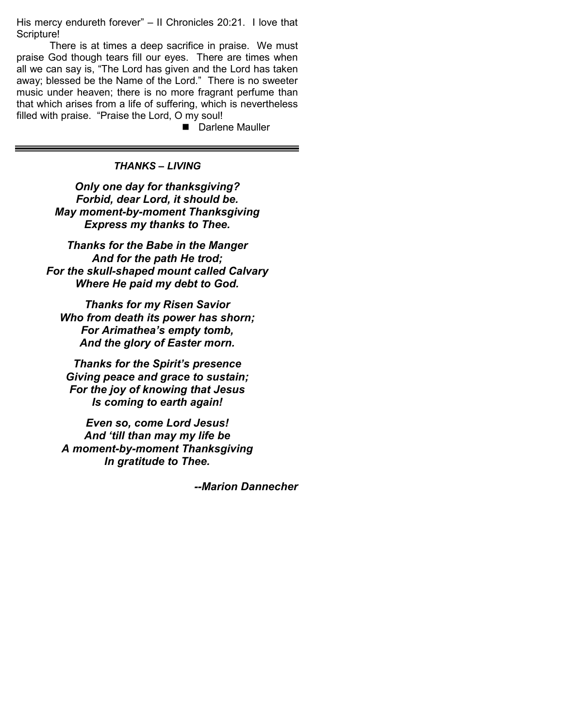His mercy endureth forever" – II Chronicles 20:21. I love that Scripture!

There is at times a deep sacrifice in praise. We must praise God though tears fill our eyes. There are times when all we can say is, "The Lord has given and the Lord has taken away; blessed be the Name of the Lord." There is no sweeter music under heaven; there is no more fragrant perfume than that which arises from a life of suffering, which is nevertheless filled with praise. "Praise the Lord, O my soul!

■ Darlene Mauller

---

***THANKS – LIVING***

***Only one day for thanksgiving?***
***Forbid, dear Lord, it should be.***
***May moment-by-moment Thanksgiving***
***Express my thanks to Thee.***

***Thanks for the Babe in the Manger***
***And for the path He trod;***
***For the skull-shaped mount called Calvary***
***Where He paid my debt to God.***

***Thanks for my Risen Savior***
***Who from death its power has shorn;***
***For Arimathea's empty tomb,***
***And the glory of Easter morn.***

***Thanks for the Spirit's presence***
***Giving peace and grace to sustain;***
***For the joy of knowing that Jesus***
***Is coming to earth again!***

***Even so, come Lord Jesus!***
***And 'till than may my life be***
***A moment-by-moment Thanksgiving***
***In gratitude to Thee.***

***--Marion Dannecher***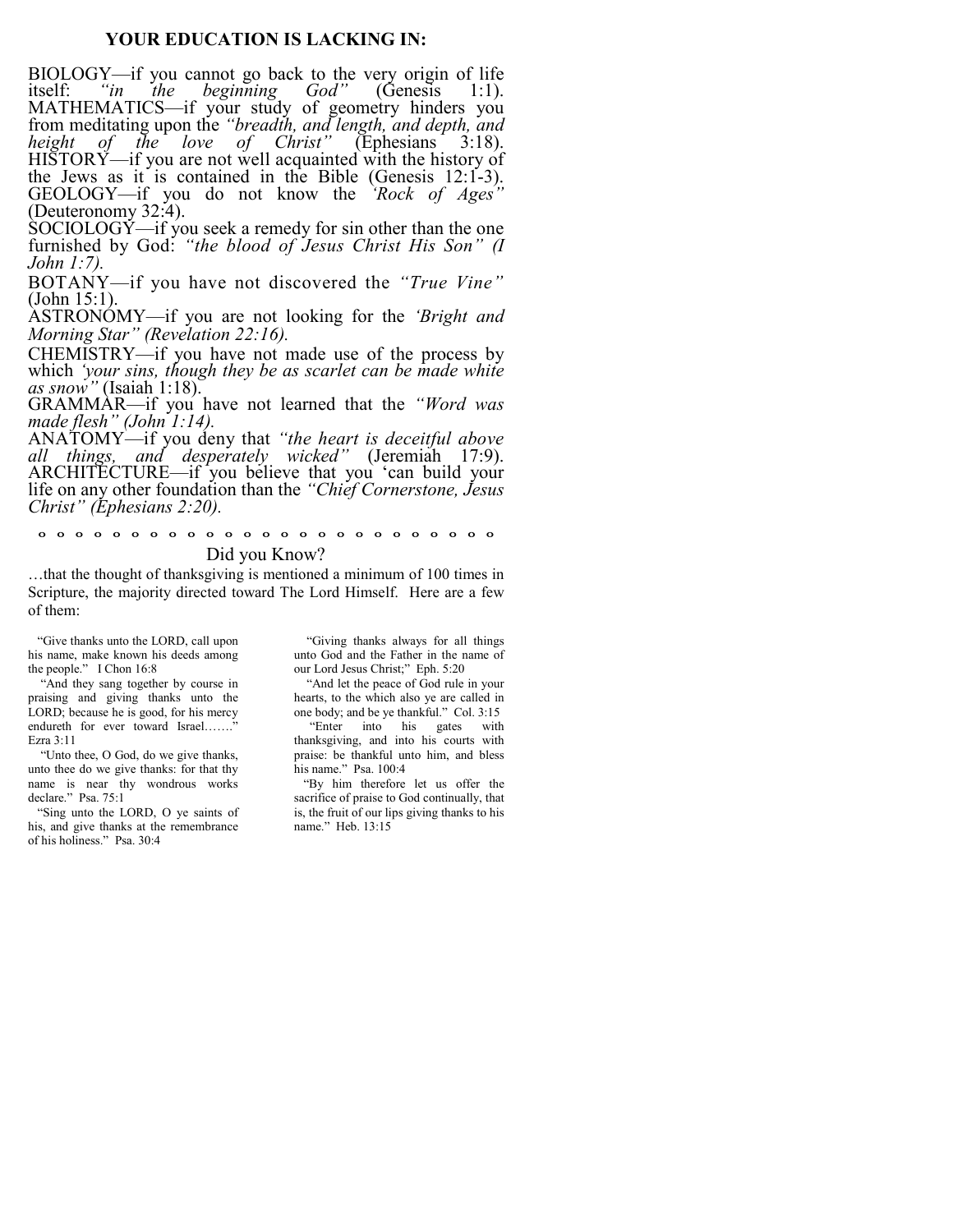## YOUR EDUCATION IS LACKING IN:

BIOLOGY—if you cannot go back to the very origin of life itself: *"in the beginning God"* (Genesis 1:1).
MATHEMATICS—if your study of geometry hinders you from meditating upon the *"breadth, and length, and depth, and height of the love of Christ"* (Ephesians 3:18).
HISTORY—if you are not well acquainted with the history of the Jews as it is contained in the Bible (Genesis 12:1-3).
GEOLOGY—if you do not know the *'Rock of Ages"* (Deuteronomy 32:4).

SOCIOLOGY—if you seek a remedy for sin other than the one furnished by God: *"the blood of Jesus Christ His Son" (I John 1:7).*

BOTANY—if you have not discovered the *"True Vine"* (John 15:1).

ASTRONOMY—if you are not looking for the *'Bright and Morning Star" (Revelation 22:16).*

CHEMISTRY—if you have not made use of the process by which *'your sins, though they be as scarlet can be made white as snow"* (Isaiah 1:18).

GRAMMAR—if you have not learned that the *"Word was made flesh" (John 1:14).*

ANATOMY—if you deny that *"the heart is deceitful above all things, and desperately wicked"* (Jeremiah 17:9).
ARCHITECTURE—if you believe that you 'can build your life on any other foundation than the *"Chief Cornerstone, Jesus Christ" (Ephesians 2:20).*

o o o o o o o o o o o o o o o o o o o o o o o o o o o o

Did you Know?

…that the thought of thanksgiving is mentioned a minimum of 100 times in Scripture, the majority directed toward The Lord Himself. Here are a few of them:

"Give thanks unto the LORD, call upon his name, make known his deeds among the people." I Chon 16:8

"And they sang together by course in praising and giving thanks unto the LORD; because he is good, for his mercy endureth for ever toward Israel……." Ezra 3:11

"Unto thee, O God, do we give thanks, unto thee do we give thanks: for that thy name is near thy wondrous works declare." Psa. 75:1

"Sing unto the LORD, O ye saints of his, and give thanks at the remembrance of his holiness." Psa. 30:4

"Giving thanks always for all things unto God and the Father in the name of our Lord Jesus Christ;" Eph. 5:20

"And let the peace of God rule in your hearts, to the which also ye are called in one body; and be ye thankful." Col. 3:15

"Enter into his gates with thanksgiving, and into his courts with praise: be thankful unto him, and bless his name." Psa. 100:4

"By him therefore let us offer the sacrifice of praise to God continually, that is, the fruit of our lips giving thanks to his name." Heb. 13:15